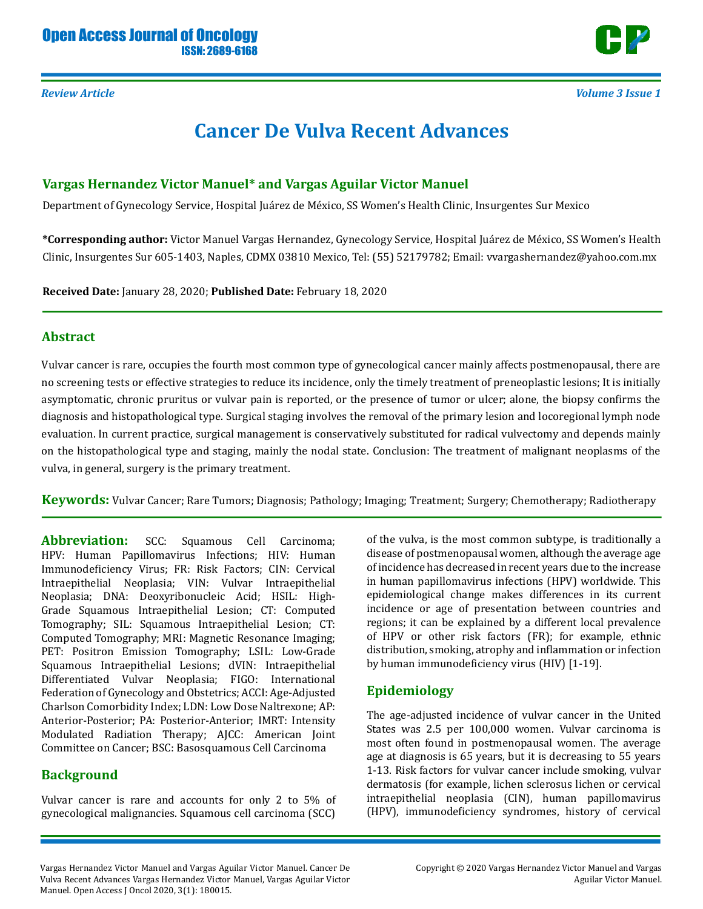Review Article

# Cancer De Vulva Recent Advances

**Vargas Hernandez Victor Manuel* and Vargas Aguilar Victor Manuel**

Department of Gynecology Service, Hospital Juárez de México, SS Women's Health Clinic, Insurgentes Sur Mexico

***Corresponding author:** Victor Manuel Vargas Hernandez, Gynecology Service, Hospital Juárez de México, SS Women's Health Clinic, Insurgentes Sur 605-1403, Naples, CDMX 03810 Mexico, Tel: (55) 52179782; Email: vvargashernandez@yahoo.com.mx

**Received Date:** January 28, 2020; **Published Date:** February 18, 2020

## Abstract

Vulvar cancer is rare, occupies the fourth most common type of gynecological cancer mainly affects postmenopausal, there are no screening tests or effective strategies to reduce its incidence, only the timely treatment of preneoplastic lesions; It is initially asymptomatic, chronic pruritus or vulvar pain is reported, or the presence of tumor or ulcer; alone, the biopsy confirms the diagnosis and histopathological type. Surgical staging involves the removal of the primary lesion and locoregional lymph node evaluation. In current practice, surgical management is conservatively substituted for radical vulvectomy and depends mainly on the histopathological type and staging, mainly the nodal state. Conclusion: The treatment of malignant neoplasms of the vulva, in general, surgery is the primary treatment.

**Keywords:** Vulvar Cancer; Rare Tumors; Diagnosis; Pathology; Imaging; Treatment; Surgery; Chemotherapy; Radiotherapy

**Abbreviation:** SCC: Squamous Cell Carcinoma; HPV: Human Papillomavirus Infections; HIV: Human Immunodeficiency Virus; FR: Risk Factors; CIN: Cervical Intraepithelial Neoplasia; VIN: Vulvar Intraepithelial Neoplasia; DNA: Deoxyribonucleic Acid; HSIL: High-Grade Squamous Intraepithelial Lesion; CT: Computed Tomography; SIL: Squamous Intraepithelial Lesion; CT: Computed Tomography; MRI: Magnetic Resonance Imaging; PET: Positron Emission Tomography; LSIL: Low-Grade Squamous Intraepithelial Lesions; dVIN: Intraepithelial Differentiated Vulvar Neoplasia; FIGO: International Federation of Gynecology and Obstetrics; ACCI: Age-Adjusted Charlson Comorbidity Index; LDN: Low Dose Naltrexone; AP: Anterior-Posterior; PA: Posterior-Anterior; IMRT: Intensity Modulated Radiation Therapy; AJCC: American Joint Committee on Cancer; BSC: Basosquamous Cell Carcinoma

## Background

Vulvar cancer is rare and accounts for only 2 to 5% of gynecological malignancies. Squamous cell carcinoma (SCC) of the vulva, is the most common subtype, is traditionally a disease of postmenopausal women, although the average age of incidence has decreased in recent years due to the increase in human papillomavirus infections (HPV) worldwide. This epidemiological change makes differences in its current incidence or age of presentation between countries and regions; it can be explained by a different local prevalence of HPV or other risk factors (FR); for example, ethnic distribution, smoking, atrophy and inflammation or infection by human immunodeficiency virus (HIV) [1-19].

## Epidemiology

The age-adjusted incidence of vulvar cancer in the United States was 2.5 per 100,000 women. Vulvar carcinoma is most often found in postmenopausal women. The average age at diagnosis is 65 years, but it is decreasing to 55 years 1-13. Risk factors for vulvar cancer include smoking, vulvar dermatosis (for example, lichen sclerosus lichen or cervical intraepithelial neoplasia (CIN), human papillomavirus (HPV), immunodeficiency syndromes, history of cervical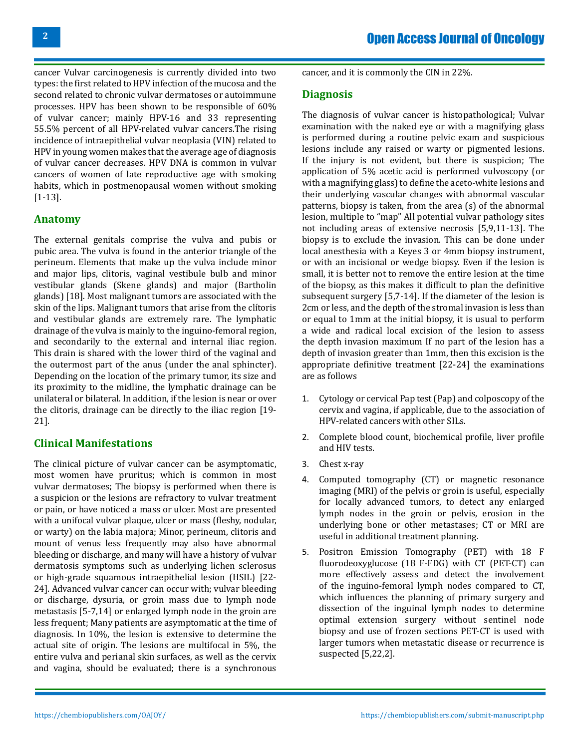cancer Vulvar carcinogenesis is currently divided into two types: the first related to HPV infection of the mucosa and the second related to chronic vulvar dermatoses or autoimmune processes. HPV has been shown to be responsible of 60% of vulvar cancer; mainly HPV-16 and 33 representing 55.5% percent of all HPV-related vulvar cancers.The rising incidence of intraepithelial vulvar neoplasia (VIN) related to HPV in young women makes that the average age of diagnosis of vulvar cancer decreases. HPV DNA is common in vulvar cancers of women of late reproductive age with smoking habits, which in postmenopausal women without smoking [1-13].

## Anatomy

The external genitals comprise the vulva and pubis or pubic area. The vulva is found in the anterior triangle of the perineum. Elements that make up the vulva include minor and major lips, clitoris, vaginal vestibule bulb and minor vestibular glands (Skene glands) and major (Bartholin glands) [18]. Most malignant tumors are associated with the skin of the lips. Malignant tumors that arise from the clítoris and vestibular glands are extremely rare. The lymphatic drainage of the vulva is mainly to the inguino-femoral region, and secondarily to the external and internal iliac region. This drain is shared with the lower third of the vaginal and the outermost part of the anus (under the anal sphincter). Depending on the location of the primary tumor, its size and its proximity to the midline, the lymphatic drainage can be unilateral or bilateral. In addition, if the lesion is near or over the clitoris, drainage can be directly to the iliac region [19-21].

## Clinical Manifestations

The clinical picture of vulvar cancer can be asymptomatic, most women have pruritus; which is common in most vulvar dermatoses; The biopsy is performed when there is a suspicion or the lesions are refractory to vulvar treatment or pain, or have noticed a mass or ulcer. Most are presented with a unifocal vulvar plaque, ulcer or mass (fleshy, nodular, or warty) on the labia majora; Minor, perineum, clitoris and mount of venus less frequently may also have abnormal bleeding or discharge, and many will have a history of vulvar dermatosis symptoms such as underlying lichen sclerosus or high-grade squamous intraepithelial lesion (HSIL) [22-24]. Advanced vulvar cancer can occur with; vulvar bleeding or discharge, dysuria, or groin mass due to lymph node metastasis [5-7,14] or enlarged lymph node in the groin are less frequent; Many patients are asymptomatic at the time of diagnosis. In 10%, the lesion is extensive to determine the actual site of origin. The lesions are multifocal in 5%, the entire vulva and perianal skin surfaces, as well as the cervix and vagina, should be evaluated; there is a synchronous cancer, and it is commonly the CIN in 22%.

## Diagnosis

The diagnosis of vulvar cancer is histopathological; Vulvar examination with the naked eye or with a magnifying glass is performed during a routine pelvic exam and suspicious lesions include any raised or warty or pigmented lesions. If the injury is not evident, but there is suspicion; The application of 5% acetic acid is performed vulvoscopy (or with a magnifying glass) to define the aceto-white lesions and their underlying vascular changes with abnormal vascular patterns, biopsy is taken, from the area (s) of the abnormal lesion, multiple to "map" All potential vulvar pathology sites not including areas of extensive necrosis [5,9,11-13]. The biopsy is to exclude the invasion. This can be done under local anesthesia with a Keyes 3 or 4mm biopsy instrument, or with an incisional or wedge biopsy. Even if the lesion is small, it is better not to remove the entire lesion at the time of the biopsy, as this makes it difficult to plan the definitive subsequent surgery [5,7-14]. If the diameter of the lesion is 2cm or less, and the depth of the stromal invasion is less than or equal to 1mm at the initial biopsy, it is usual to perform a wide and radical local excision of the lesion to assess the depth invasion maximum If no part of the lesion has a depth of invasion greater than 1mm, then this excision is the appropriate definitive treatment [22-24] the examinations are as follows

1. Cytology or cervical Pap test (Pap) and colposcopy of the cervix and vagina, if applicable, due to the association of HPV-related cancers with other SILs.
2. Complete blood count, biochemical profile, liver profile and HIV tests.
3. Chest x-ray
4. Computed tomography (CT) or magnetic resonance imaging (MRI) of the pelvis or groin is useful, especially for locally advanced tumors, to detect any enlarged lymph nodes in the groin or pelvis, erosion in the underlying bone or other metastases; CT or MRI are useful in additional treatment planning.
5. Positron Emission Tomography (PET) with 18 F fluorodeoxyglucose (18 F-FDG) with CT (PET-CT) can more effectively assess and detect the involvement of the inguino-femoral lymph nodes compared to CT, which influences the planning of primary surgery and dissection of the inguinal lymph nodes to determine optimal extension surgery without sentinel node biopsy and use of frozen sections PET-CT is used with larger tumors when metastatic disease or recurrence is suspected [5,22,2].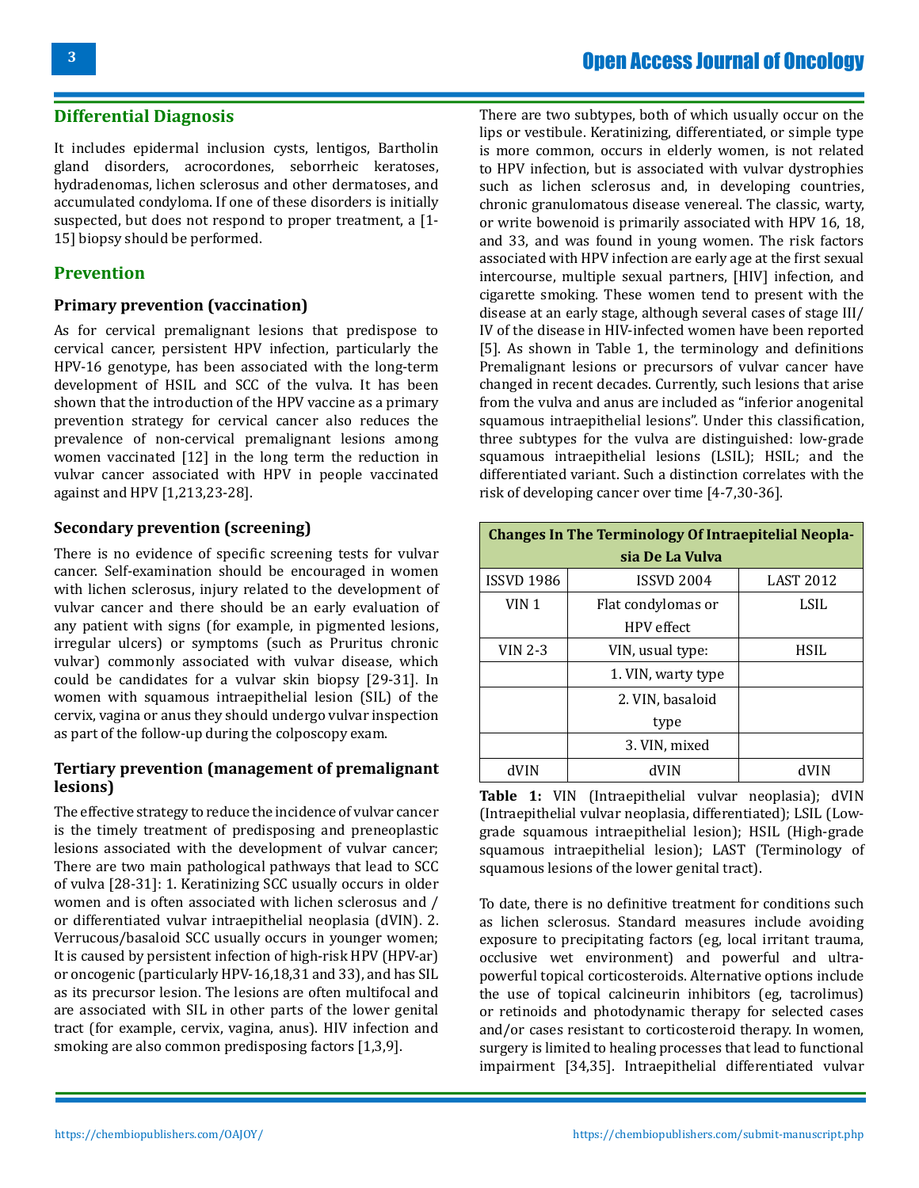## Differential Diagnosis

It includes epidermal inclusion cysts, lentigos, Bartholin gland disorders, acrocordones, seborrheic keratoses, hydradenomas, lichen sclerosus and other dermatoses, and accumulated condyloma. If one of these disorders is initially suspected, but does not respond to proper treatment, a [1-15] biopsy should be performed.

## Prevention

### Primary prevention (vaccination)

As for cervical premalignant lesions that predispose to cervical cancer, persistent HPV infection, particularly the HPV-16 genotype, has been associated with the long-term development of HSIL and SCC of the vulva. It has been shown that the introduction of the HPV vaccine as a primary prevention strategy for cervical cancer also reduces the prevalence of non-cervical premalignant lesions among women vaccinated [12] in the long term the reduction in vulvar cancer associated with HPV in people vaccinated against and HPV [1,213,23-28].

### Secondary prevention (screening)

There is no evidence of specific screening tests for vulvar cancer. Self-examination should be encouraged in women with lichen sclerosus, injury related to the development of vulvar cancer and there should be an early evaluation of any patient with signs (for example, in pigmented lesions, irregular ulcers) or symptoms (such as Pruritus chronic vulvar) commonly associated with vulvar disease, which could be candidates for a vulvar skin biopsy [29-31]. In women with squamous intraepithelial lesion (SIL) of the cervix, vagina or anus they should undergo vulvar inspection as part of the follow-up during the colposcopy exam.

### Tertiary prevention (management of premalignant lesions)

The effective strategy to reduce the incidence of vulvar cancer is the timely treatment of predisposing and preneoplastic lesions associated with the development of vulvar cancer; There are two main pathological pathways that lead to SCC of vulva [28-31]: 1. Keratinizing SCC usually occurs in older women and is often associated with lichen sclerosus and / or differentiated vulvar intraepithelial neoplasia (dVIN). 2. Verrucous/basaloid SCC usually occurs in younger women; It is caused by persistent infection of high-risk HPV (HPV-ar) or oncogenic (particularly HPV-16,18,31 and 33), and has SIL as its precursor lesion. The lesions are often multifocal and are associated with SIL in other parts of the lower genital tract (for example, cervix, vagina, anus). HIV infection and smoking are also common predisposing factors [1,3,9].

There are two subtypes, both of which usually occur on the lips or vestibule. Keratinizing, differentiated, or simple type is more common, occurs in elderly women, is not related to HPV infection, but is associated with vulvar dystrophies such as lichen sclerosus and, in developing countries, chronic granulomatous disease venereal. The classic, warty, or write bowenoid is primarily associated with HPV 16, 18, and 33, and was found in young women. The risk factors associated with HPV infection are early age at the first sexual intercourse, multiple sexual partners, [HIV] infection, and cigarette smoking. These women tend to present with the disease at an early stage, although several cases of stage III/IV of the disease in HIV-infected women have been reported [5]. As shown in Table 1, the terminology and definitions Premalignant lesions or precursors of vulvar cancer have changed in recent decades. Currently, such lesions that arise from the vulva and anus are included as "inferior anogenital squamous intraepithelial lesions". Under this classification, three subtypes for the vulva are distinguished: low-grade squamous intraepithelial lesions (LSIL); HSIL; and the differentiated variant. Such a distinction correlates with the risk of developing cancer over time [4-7,30-36].

| Changes In The Terminology Of Intraepitelial Neoplasia De La Vulva | | |
|---|---|---|
| ISSVD 1986 | ISSVD 2004 | LAST 2012 |
| VIN 1 | Flat condylomas or HPV effect | LSIL |
| VIN 2-3 | VIN, usual type: | HSIL |
| | 1. VIN, warty type | |
| | 2. VIN, basaloid type | |
| | 3. VIN, mixed | |
| dVIN | dVIN | dVIN |

**Table 1:** VIN (Intraepithelial vulvar neoplasia); dVIN (Intraepithelial vulvar neoplasia, differentiated); LSIL (Low-grade squamous intraepithelial lesion); HSIL (High-grade squamous intraepithelial lesion); LAST (Terminology of squamous lesions of the lower genital tract).

To date, there is no definitive treatment for conditions such as lichen sclerosus. Standard measures include avoiding exposure to precipitating factors (eg, local irritant trauma, occlusive wet environment) and powerful and ultra-powerful topical corticosteroids. Alternative options include the use of topical calcineurin inhibitors (eg, tacrolimus) or retinoids and photodynamic therapy for selected cases and/or cases resistant to corticosteroid therapy. In women, surgery is limited to healing processes that lead to functional impairment [34,35]. Intraepithelial differentiated vulvar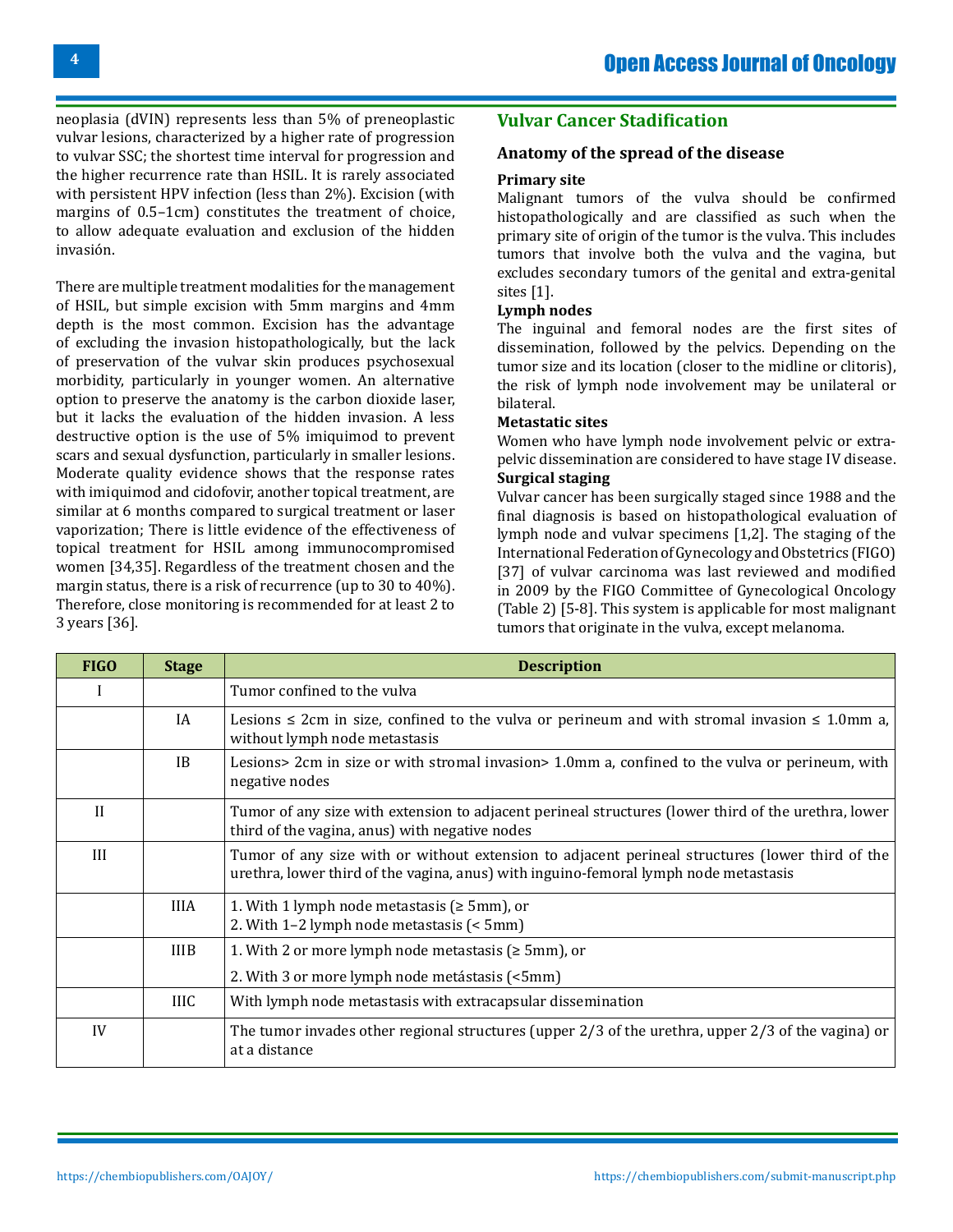neoplasia (dVIN) represents less than 5% of preneoplastic vulvar lesions, characterized by a higher rate of progression to vulvar SSC; the shortest time interval for progression and the higher recurrence rate than HSIL. It is rarely associated with persistent HPV infection (less than 2%). Excision (with margins of 0.5–1cm) constitutes the treatment of choice, to allow adequate evaluation and exclusion of the hidden invasión.

There are multiple treatment modalities for the management of HSIL, but simple excision with 5mm margins and 4mm depth is the most common. Excision has the advantage of excluding the invasion histopathologically, but the lack of preservation of the vulvar skin produces psychosexual morbidity, particularly in younger women. An alternative option to preserve the anatomy is the carbon dioxide laser, but it lacks the evaluation of the hidden invasion. A less destructive option is the use of 5% imiquimod to prevent scars and sexual dysfunction, particularly in smaller lesions. Moderate quality evidence shows that the response rates with imiquimod and cidofovir, another topical treatment, are similar at 6 months compared to surgical treatment or laser vaporization; There is little evidence of the effectiveness of topical treatment for HSIL among immunocompromised women [34,35]. Regardless of the treatment chosen and the margin status, there is a risk of recurrence (up to 30 to 40%). Therefore, close monitoring is recommended for at least 2 to 3 years [36].

## Vulvar Cancer Stadification

### Anatomy of the spread of the disease

**Primary site**

Malignant tumors of the vulva should be confirmed histopathologically and are classified as such when the primary site of origin of the tumor is the vulva. This includes tumors that involve both the vulva and the vagina, but excludes secondary tumors of the genital and extra-genital sites [1].

**Lymph nodes**

The inguinal and femoral nodes are the first sites of dissemination, followed by the pelvics. Depending on the tumor size and its location (closer to the midline or clitoris), the risk of lymph node involvement may be unilateral or bilateral.

**Metastatic sites**

Women who have lymph node involvement pelvic or extra-pelvic dissemination are considered to have stage IV disease.

**Surgical staging**

Vulvar cancer has been surgically staged since 1988 and the final diagnosis is based on histopathological evaluation of lymph node and vulvar specimens [1,2]. The staging of the International Federation of Gynecology and Obstetrics (FIGO) [37] of vulvar carcinoma was last reviewed and modified in 2009 by the FIGO Committee of Gynecological Oncology (Table 2) [5-8]. This system is applicable for most malignant tumors that originate in the vulva, except melanoma.

| FIGO | Stage | Description |
|---|---|---|
| I | | Tumor confined to the vulva |
| | IA | Lesions ≤ 2cm in size, confined to the vulva or perineum and with stromal invasion ≤ 1.0mm a, without lymph node metastasis |
| | IB | Lesions> 2cm in size or with stromal invasion> 1.0mm a, confined to the vulva or perineum, with negative nodes |
| II | | Tumor of any size with extension to adjacent perineal structures (lower third of the urethra, lower third of the vagina, anus) with negative nodes |
| III | | Tumor of any size with or without extension to adjacent perineal structures (lower third of the urethra, lower third of the vagina, anus) with inguino-femoral lymph node metastasis |
| | IIIA | 1. With 1 lymph node metastasis (≥ 5mm), or<br>2. With 1–2 lymph node metastasis (< 5mm) |
| | IIIB | 1. With 2 or more lymph node metastasis (≥ 5mm), or<br>2. With 3 or more lymph node metástasis (<5mm) |
| | IIIC | With lymph node metastasis with extracapsular dissemination |
| IV | | The tumor invades other regional structures (upper 2/3 of the urethra, upper 2/3 of the vagina) or at a distance |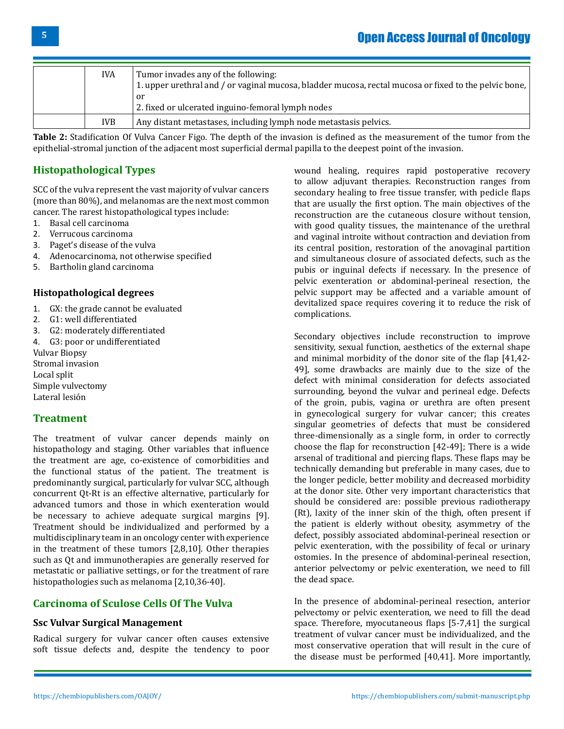| | | |
|---|---|---|
| | IVA | Tumor invades any of the following:<br>1. upper urethral and / or vaginal mucosa, bladder mucosa, rectal mucosa or fixed to the pelvic bone, or<br>2. fixed or ulcerated inguino-femoral lymph nodes |
| | IVB | Any distant metastases, including lymph node metastasis pelvics. |

**Table 2:** Stadification Of Vulva Cancer Figo. The depth of the invasion is defined as the measurement of the tumor from the epithelial-stromal junction of the adjacent most superficial dermal papilla to the deepest point of the invasion.

## Histopathological Types

SCC of the vulva represent the vast majority of vulvar cancers (more than 80%), and melanomas are the next most common cancer. The rarest histopathological types include:

1. Basal cell carcinoma
2. Verrucous carcinoma
3. Paget's disease of the vulva
4. Adenocarcinoma, not otherwise specified
5. Bartholin gland carcinoma

### Histopathological degrees

1. GX: the grade cannot be evaluated
2. G1: well differentiated
3. G2: moderately differentiated
4. G3: poor or undifferentiated

Vulvar Biopsy
Stromal invasion
Local split
Simple vulvectomy
Lateral lesión

## Treatment

The treatment of vulvar cancer depends mainly on histopathology and staging. Other variables that influence the treatment are age, co-existence of comorbidities and the functional status of the patient. The treatment is predominantly surgical, particularly for vulvar SCC, although concurrent Qt-Rt is an effective alternative, particularly for advanced tumors and those in which exenteration would be necessary to achieve adequate surgical margins [9]. Treatment should be individualized and performed by a multidisciplinary team in an oncology center with experience in the treatment of these tumors [2,8,10]. Other therapies such as Qt and immunotherapies are generally reserved for metastatic or palliative settings, or for the treatment of rare histopathologies such as melanoma [2,10,36-40].

## Carcinoma of Sculose Cells Of The Vulva

### Ssc Vulvar Surgical Management

Radical surgery for vulvar cancer often causes extensive soft tissue defects and, despite the tendency to poor wound healing, requires rapid postoperative recovery to allow adjuvant therapies. Reconstruction ranges from secondary healing to free tissue transfer, with pedicle flaps that are usually the first option. The main objectives of the reconstruction are the cutaneous closure without tension, with good quality tissues, the maintenance of the urethral and vaginal introite without contraction and deviation from its central position, restoration of the anovaginal partition and simultaneous closure of associated defects, such as the pubis or inguinal defects if necessary. In the presence of pelvic exenteration or abdominal-perineal resection, the pelvic support may be affected and a variable amount of devitalized space requires covering it to reduce the risk of complications.

Secondary objectives include reconstruction to improve sensitivity, sexual function, aesthetics of the external shape and minimal morbidity of the donor site of the flap [41,42-49], some drawbacks are mainly due to the size of the defect with minimal consideration for defects associated surrounding, beyond the vulvar and perineal edge. Defects of the groin, pubis, vagina or urethra are often present in gynecological surgery for vulvar cancer; this creates singular geometries of defects that must be considered three-dimensionally as a single form, in order to correctly choose the flap for reconstruction [42-49]; There is a wide arsenal of traditional and piercing flaps. These flaps may be technically demanding but preferable in many cases, due to the longer pedicle, better mobility and decreased morbidity at the donor site. Other very important characteristics that should be considered are: possible previous radiotherapy (Rt), laxity of the inner skin of the thigh, often present if the patient is elderly without obesity, asymmetry of the defect, possibly associated abdominal-perineal resection or pelvic exenteration, with the possibility of fecal or urinary ostomies. In the presence of abdominal-perineal resection, anterior pelvectomy or pelvic exenteration, we need to fill the dead space.

In the presence of abdominal-perineal resection, anterior pelvectomy or pelvic exenteration, we need to fill the dead space. Therefore, myocutaneous flaps [5-7,41] the surgical treatment of vulvar cancer must be individualized, and the most conservative operation that will result in the cure of the disease must be performed [40,41]. More importantly,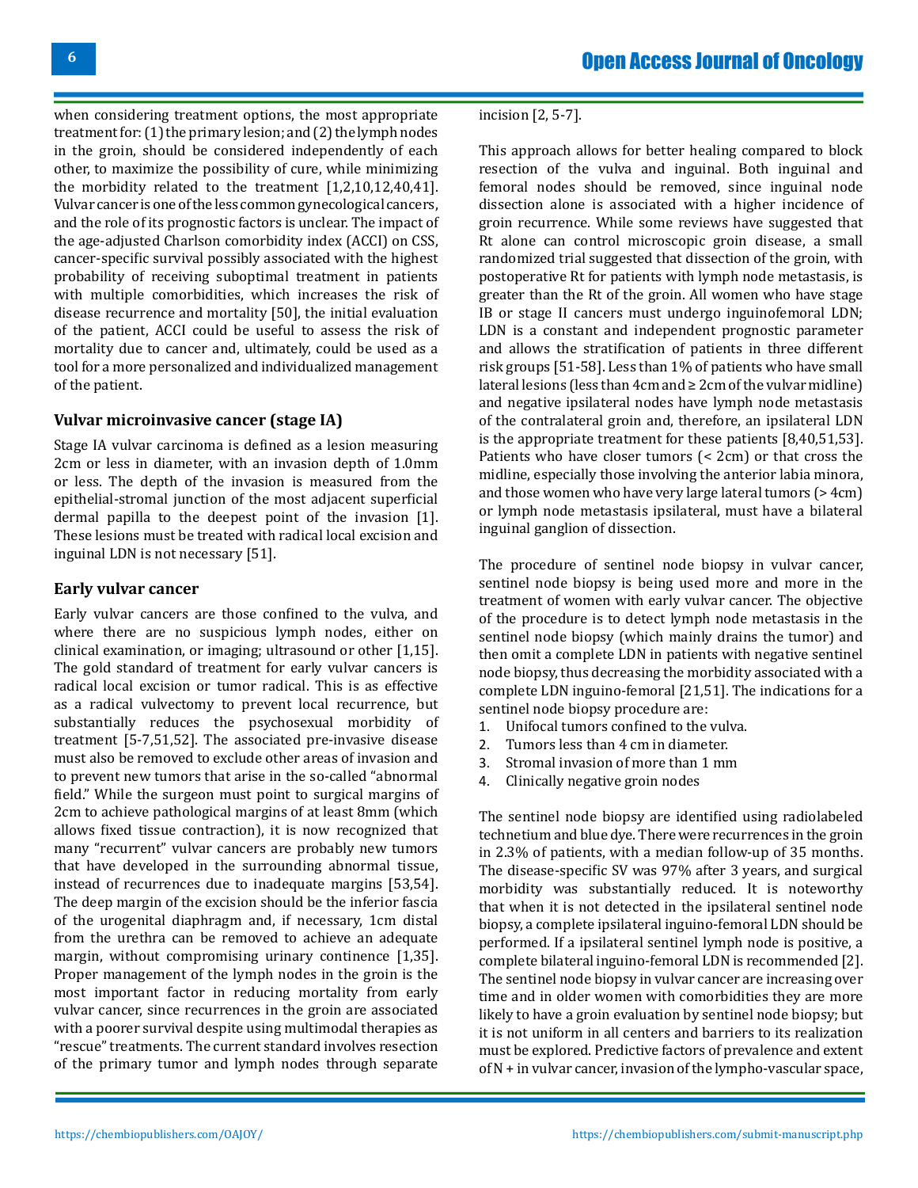when considering treatment options, the most appropriate treatment for: (1) the primary lesion; and (2) the lymph nodes in the groin, should be considered independently of each other, to maximize the possibility of cure, while minimizing the morbidity related to the treatment [1,2,10,12,40,41]. Vulvar cancer is one of the less common gynecological cancers, and the role of its prognostic factors is unclear. The impact of the age-adjusted Charlson comorbidity index (ACCI) on CSS, cancer-specific survival possibly associated with the highest probability of receiving suboptimal treatment in patients with multiple comorbidities, which increases the risk of disease recurrence and mortality [50], the initial evaluation of the patient, ACCI could be useful to assess the risk of mortality due to cancer and, ultimately, could be used as a tool for a more personalized and individualized management of the patient.

## Vulvar microinvasive cancer (stage IA)

Stage IA vulvar carcinoma is defined as a lesion measuring 2cm or less in diameter, with an invasion depth of 1.0mm or less. The depth of the invasion is measured from the epithelial-stromal junction of the most adjacent superficial dermal papilla to the deepest point of the invasion [1]. These lesions must be treated with radical local excision and inguinal LDN is not necessary [51].

## Early vulvar cancer

Early vulvar cancers are those confined to the vulva, and where there are no suspicious lymph nodes, either on clinical examination, or imaging; ultrasound or other [1,15]. The gold standard of treatment for early vulvar cancers is radical local excision or tumor radical. This is as effective as a radical vulvectomy to prevent local recurrence, but substantially reduces the psychosexual morbidity of treatment [5-7,51,52]. The associated pre-invasive disease must also be removed to exclude other areas of invasion and to prevent new tumors that arise in the so-called "abnormal field." While the surgeon must point to surgical margins of 2cm to achieve pathological margins of at least 8mm (which allows fixed tissue contraction), it is now recognized that many "recurrent" vulvar cancers are probably new tumors that have developed in the surrounding abnormal tissue, instead of recurrences due to inadequate margins [53,54]. The deep margin of the excision should be the inferior fascia of the urogenital diaphragm and, if necessary, 1cm distal from the urethra can be removed to achieve an adequate margin, without compromising urinary continence [1,35]. Proper management of the lymph nodes in the groin is the most important factor in reducing mortality from early vulvar cancer, since recurrences in the groin are associated with a poorer survival despite using multimodal therapies as "rescue" treatments. The current standard involves resection of the primary tumor and lymph nodes through separate incision [2, 5-7].

This approach allows for better healing compared to block resection of the vulva and inguinal. Both inguinal and femoral nodes should be removed, since inguinal node dissection alone is associated with a higher incidence of groin recurrence. While some reviews have suggested that Rt alone can control microscopic groin disease, a small randomized trial suggested that dissection of the groin, with postoperative Rt for patients with lymph node metastasis, is greater than the Rt of the groin. All women who have stage IB or stage II cancers must undergo inguinofemoral LDN; LDN is a constant and independent prognostic parameter and allows the stratification of patients in three different risk groups [51-58]. Less than 1% of patients who have small lateral lesions (less than 4cm and ≥ 2cm of the vulvar midline) and negative ipsilateral nodes have lymph node metastasis of the contralateral groin and, therefore, an ipsilateral LDN is the appropriate treatment for these patients [8,40,51,53]. Patients who have closer tumors (< 2cm) or that cross the midline, especially those involving the anterior labia minora, and those women who have very large lateral tumors (> 4cm) or lymph node metastasis ipsilateral, must have a bilateral inguinal ganglion of dissection.

The procedure of sentinel node biopsy in vulvar cancer, sentinel node biopsy is being used more and more in the treatment of women with early vulvar cancer. The objective of the procedure is to detect lymph node metastasis in the sentinel node biopsy (which mainly drains the tumor) and then omit a complete LDN in patients with negative sentinel node biopsy, thus decreasing the morbidity associated with a complete LDN inguino-femoral [21,51]. The indications for a sentinel node biopsy procedure are:

1. Unifocal tumors confined to the vulva.
2. Tumors less than 4 cm in diameter.
3. Stromal invasion of more than 1 mm
4. Clinically negative groin nodes

The sentinel node biopsy are identified using radiolabeled technetium and blue dye. There were recurrences in the groin in 2.3% of patients, with a median follow-up of 35 months. The disease-specific SV was 97% after 3 years, and surgical morbidity was substantially reduced. It is noteworthy that when it is not detected in the ipsilateral sentinel node biopsy, a complete ipsilateral inguino-femoral LDN should be performed. If a ipsilateral sentinel lymph node is positive, a complete bilateral inguino-femoral LDN is recommended [2]. The sentinel node biopsy in vulvar cancer are increasing over time and in older women with comorbidities they are more likely to have a groin evaluation by sentinel node biopsy; but it is not uniform in all centers and barriers to its realization must be explored. Predictive factors of prevalence and extent of N + in vulvar cancer, invasion of the lympho-vascular space,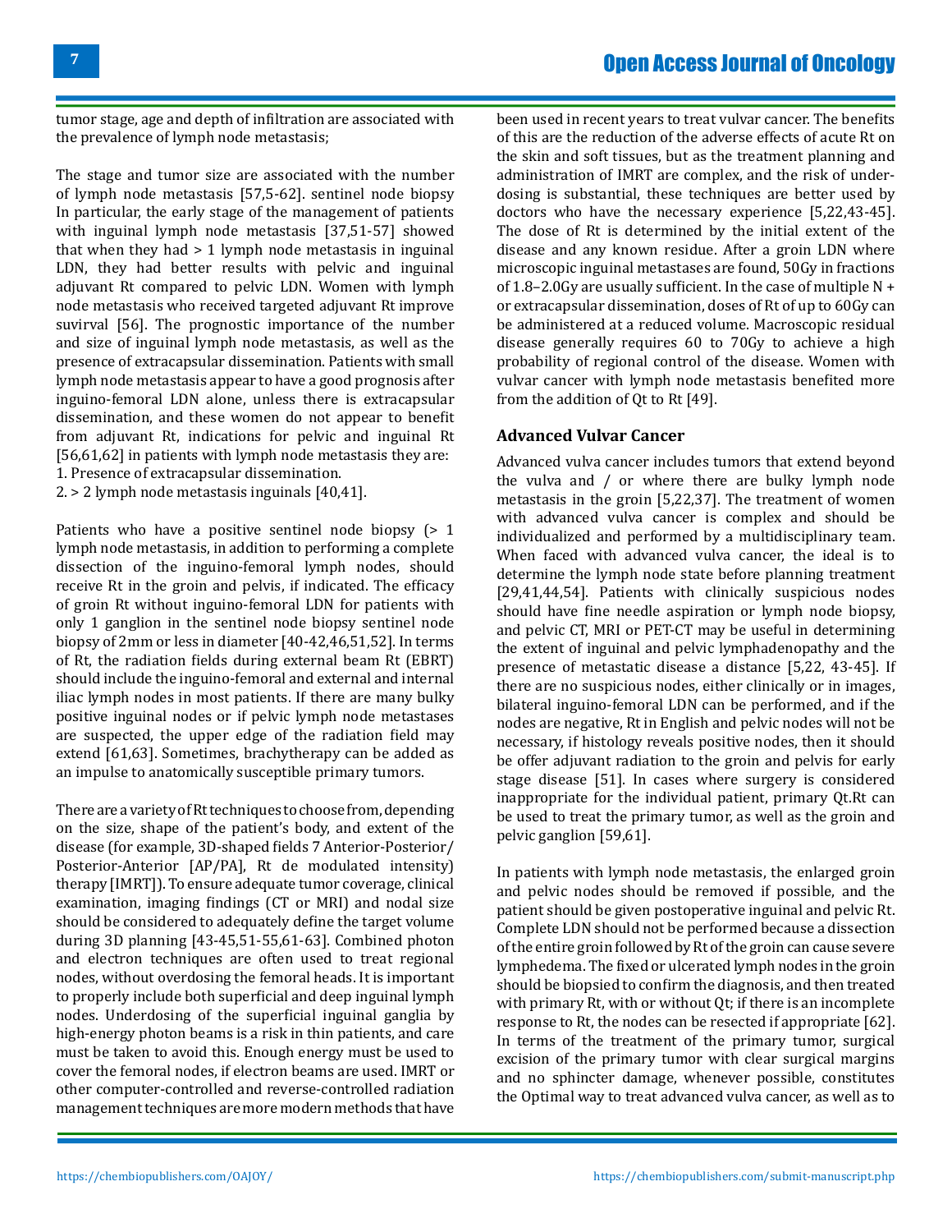tumor stage, age and depth of infiltration are associated with the prevalence of lymph node metastasis;

The stage and tumor size are associated with the number of lymph node metastasis [57,5-62]. sentinel node biopsy In particular, the early stage of the management of patients with inguinal lymph node metastasis [37,51-57] showed that when they had > 1 lymph node metastasis in inguinal LDN, they had better results with pelvic and inguinal adjuvant Rt compared to pelvic LDN. Women with lymph node metastasis who received targeted adjuvant Rt improve suvirval [56]. The prognostic importance of the number and size of inguinal lymph node metastasis, as well as the presence of extracapsular dissemination. Patients with small lymph node metastasis appear to have a good prognosis after inguino-femoral LDN alone, unless there is extracapsular dissemination, and these women do not appear to benefit from adjuvant Rt, indications for pelvic and inguinal Rt [56,61,62] in patients with lymph node metastasis they are:

1. Presence of extracapsular dissemination.
2. > 2 lymph node metastasis inguinals [40,41].

Patients who have a positive sentinel node biopsy (> 1 lymph node metastasis, in addition to performing a complete dissection of the inguino-femoral lymph nodes, should receive Rt in the groin and pelvis, if indicated. The efficacy of groin Rt without inguino-femoral LDN for patients with only 1 ganglion in the sentinel node biopsy sentinel node biopsy of 2mm or less in diameter [40-42,46,51,52]. In terms of Rt, the radiation fields during external beam Rt (EBRT) should include the inguino-femoral and external and internal iliac lymph nodes in most patients. If there are many bulky positive inguinal nodes or if pelvic lymph node metastases are suspected, the upper edge of the radiation field may extend [61,63]. Sometimes, brachytherapy can be added as an impulse to anatomically susceptible primary tumors.

There are a variety of Rt techniques to choose from, depending on the size, shape of the patient's body, and extent of the disease (for example, 3D-shaped fields 7 Anterior-Posterior/ Posterior-Anterior [AP/PA], Rt de modulated intensity) therapy [IMRT]). To ensure adequate tumor coverage, clinical examination, imaging findings (CT or MRI) and nodal size should be considered to adequately define the target volume during 3D planning [43-45,51-55,61-63]. Combined photon and electron techniques are often used to treat regional nodes, without overdosing the femoral heads. It is important to properly include both superficial and deep inguinal lymph nodes. Underdosing of the superficial inguinal ganglia by high-energy photon beams is a risk in thin patients, and care must be taken to avoid this. Enough energy must be used to cover the femoral nodes, if electron beams are used. IMRT or other computer-controlled and reverse-controlled radiation management techniques are more modern methods that have been used in recent years to treat vulvar cancer. The benefits of this are the reduction of the adverse effects of acute Rt on the skin and soft tissues, but as the treatment planning and administration of IMRT are complex, and the risk of under-dosing is substantial, these techniques are better used by doctors who have the necessary experience [5,22,43-45]. The dose of Rt is determined by the initial extent of the disease and any known residue. After a groin LDN where microscopic inguinal metastases are found, 50Gy in fractions of 1.8–2.0Gy are usually sufficient. In the case of multiple N + or extracapsular dissemination, doses of Rt of up to 60Gy can be administered at a reduced volume. Macroscopic residual disease generally requires 60 to 70Gy to achieve a high probability of regional control of the disease. Women with vulvar cancer with lymph node metastasis benefited more from the addition of Qt to Rt [49].

### Advanced Vulvar Cancer

Advanced vulva cancer includes tumors that extend beyond the vulva and / or where there are bulky lymph node metastasis in the groin [5,22,37]. The treatment of women with advanced vulva cancer is complex and should be individualized and performed by a multidisciplinary team. When faced with advanced vulva cancer, the ideal is to determine the lymph node state before planning treatment [29,41,44,54]. Patients with clinically suspicious nodes should have fine needle aspiration or lymph node biopsy, and pelvic CT, MRI or PET-CT may be useful in determining the extent of inguinal and pelvic lymphadenopathy and the presence of metastatic disease a distance [5,22, 43-45]. If there are no suspicious nodes, either clinically or in images, bilateral inguino-femoral LDN can be performed, and if the nodes are negative, Rt in English and pelvic nodes will not be necessary, if histology reveals positive nodes, then it should be offer adjuvant radiation to the groin and pelvis for early stage disease [51]. In cases where surgery is considered inappropriate for the individual patient, primary Qt.Rt can be used to treat the primary tumor, as well as the groin and pelvic ganglion [59,61].

In patients with lymph node metastasis, the enlarged groin and pelvic nodes should be removed if possible, and the patient should be given postoperative inguinal and pelvic Rt. Complete LDN should not be performed because a dissection of the entire groin followed by Rt of the groin can cause severe lymphedema. The fixed or ulcerated lymph nodes in the groin should be biopsied to confirm the diagnosis, and then treated with primary Rt, with or without Qt; if there is an incomplete response to Rt, the nodes can be resected if appropriate [62]. In terms of the treatment of the primary tumor, surgical excision of the primary tumor with clear surgical margins and no sphincter damage, whenever possible, constitutes the Optimal way to treat advanced vulva cancer, as well as to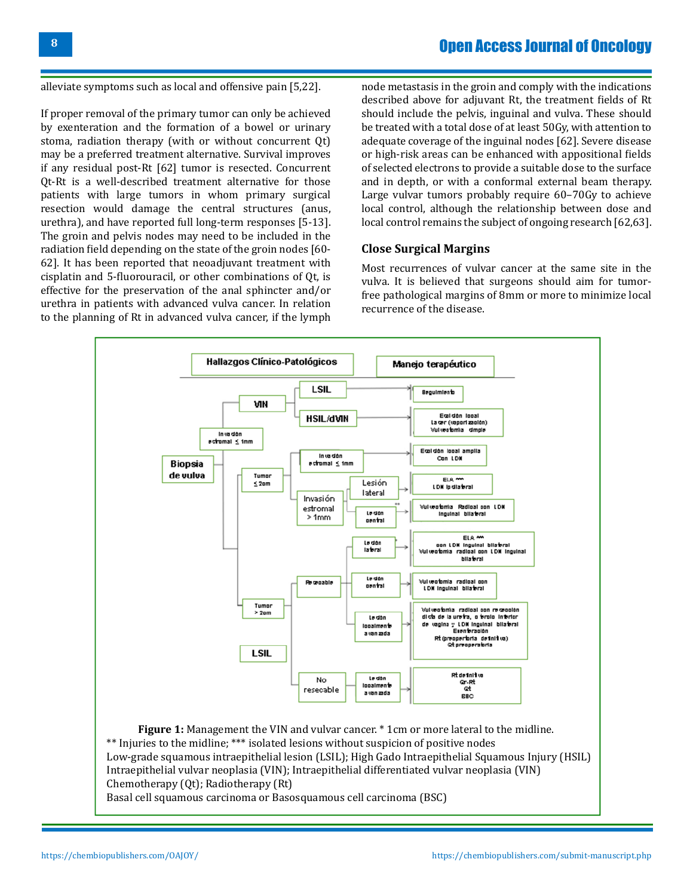alleviate symptoms such as local and offensive pain [5,22].

If proper removal of the primary tumor can only be achieved by exenteration and the formation of a bowel or urinary stoma, radiation therapy (with or without concurrent Qt) may be a preferred treatment alternative. Survival improves if any residual post-Rt [62] tumor is resected. Concurrent Qt-Rt is a well-described treatment alternative for those patients with large tumors in whom primary surgical resection would damage the central structures (anus, urethra), and have reported full long-term responses [5-13]. The groin and pelvis nodes may need to be included in the radiation field depending on the state of the groin nodes [60-62]. It has been reported that neoadjuvant treatment with cisplatin and 5-fluorouracil, or other combinations of Qt, is effective for the preservation of the anal sphincter and/or urethra in patients with advanced vulva cancer. In relation to the planning of Rt in advanced vulva cancer, if the lymph node metastasis in the groin and comply with the indications described above for adjuvant Rt, the treatment fields of Rt should include the pelvis, inguinal and vulva. These should be treated with a total dose of at least 50Gy, with attention to adequate coverage of the inguinal nodes [62]. Severe disease or high-risk areas can be enhanced with appositional fields of selected electrons to provide a suitable dose to the surface and in depth, or with a conformal external beam therapy. Large vulvar tumors probably require 60–70Gy to achieve local control, although the relationship between dose and local control remains the subject of ongoing research [62,63].

## Close Surgical Margins

Most recurrences of vulvar cancer at the same site in the vulva. It is believed that surgeons should aim for tumor-free pathological margins of 8mm or more to minimize local recurrence of the disease.

**Figure 1:** Management the VIN and vulvar cancer. * 1cm or more lateral to the midline.
** Injuries to the midline; *** isolated lesions without suspicion of positive nodes
Low-grade squamous intraepithelial lesion (LSIL); High Gado Intraepithelial Squamous Injury (HSIL)
Intraepithelial vulvar neoplasia (VIN); Intraepithelial differentiated vulvar neoplasia (VIN)
Chemotherapy (Qt); Radiotherapy (Rt)
Basal cell squamous carcinoma or Basosquamous cell carcinoma (BSC)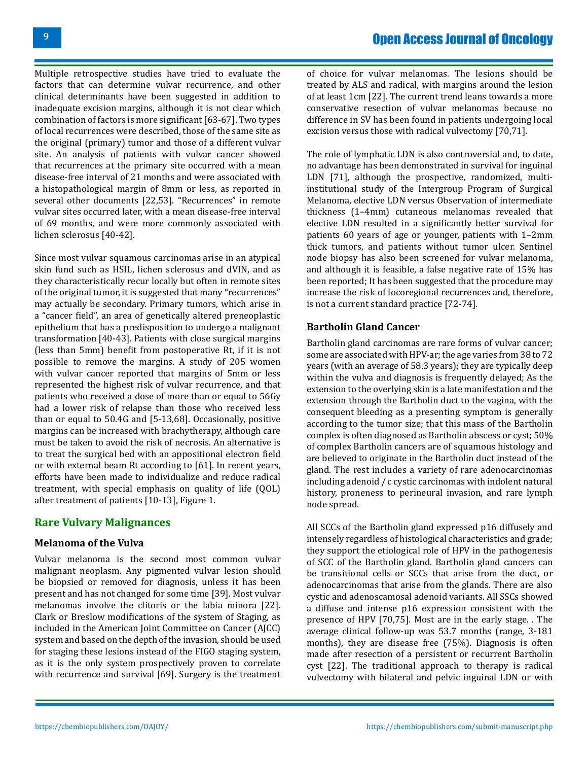Multiple retrospective studies have tried to evaluate the factors that can determine vulvar recurrence, and other clinical determinants have been suggested in addition to inadequate excision margins, although it is not clear which combination of factors is more significant [63-67]. Two types of local recurrences were described, those of the same site as the original (primary) tumor and those of a different vulvar site. An analysis of patients with vulvar cancer showed that recurrences at the primary site occurred with a mean disease-free interval of 21 months and were associated with a histopathological margin of 8mm or less, as reported in several other documents [22,53]. "Recurrences" in remote vulvar sites occurred later, with a mean disease-free interval of 69 months, and were more commonly associated with lichen sclerosus [40-42].

Since most vulvar squamous carcinomas arise in an atypical skin fund such as HSIL, lichen sclerosus and dVIN, and as they characteristically recur locally but often in remote sites of the original tumor, it is suggested that many "recurrences" may actually be secondary. Primary tumors, which arise in a "cancer field", an area of genetically altered preneoplastic epithelium that has a predisposition to undergo a malignant transformation [40-43]. Patients with close surgical margins (less than 5mm) benefit from postoperative Rt, if it is not possible to remove the margins. A study of 205 women with vulvar cancer reported that margins of 5mm or less represented the highest risk of vulvar recurrence, and that patients who received a dose of more than or equal to 56Gy had a lower risk of relapse than those who received less than or equal to 50.4G and [5-13,68]. Occasionally, positive margins can be increased with brachytherapy, although care must be taken to avoid the risk of necrosis. An alternative is to treat the surgical bed with an appositional electron field or with external beam Rt according to [61]. In recent years, efforts have been made to individualize and reduce radical treatment, with special emphasis on quality of life (QOL) after treatment of patients [10-13], Figure 1.

## Rare Vulvary Malignances

### Melanoma of the Vulva

Vulvar melanoma is the second most common vulvar malignant neoplasm. Any pigmented vulvar lesion should be biopsied or removed for diagnosis, unless it has been present and has not changed for some time [39]. Most vulvar melanomas involve the clitoris or the labia minora [22]. Clark or Breslow modifications of the system of Staging, as included in the American Joint Committee on Cancer (AJCC) system and based on the depth of the invasion, should be used for staging these lesions instead of the FIGO staging system, as it is the only system prospectively proven to correlate with recurrence and survival [69]. Surgery is the treatment of choice for vulvar melanomas. The lesions should be treated by ALS and radical, with margins around the lesion of at least 1cm [22]. The current trend leans towards a more conservative resection of vulvar melanomas because no difference in SV has been found in patients undergoing local excision versus those with radical vulvectomy [70,71].

The role of lymphatic LDN is also controversial and, to date, no advantage has been demonstrated in survival for inguinal LDN [71], although the prospective, randomized, multi-institutional study of the Intergroup Program of Surgical Melanoma, elective LDN versus Observation of intermediate thickness (1–4mm) cutaneous melanomas revealed that elective LDN resulted in a significantly better survival for patients 60 years of age or younger, patients with 1–2mm thick tumors, and patients without tumor ulcer. Sentinel node biopsy has also been screened for vulvar melanoma, and although it is feasible, a false negative rate of 15% has been reported; It has been suggested that the procedure may increase the risk of locoregional recurrences and, therefore, is not a current standard practice [72-74].

### Bartholin Gland Cancer

Bartholin gland carcinomas are rare forms of vulvar cancer; some are associated with HPV-ar; the age varies from 38 to 72 years (with an average of 58.3 years); they are typically deep within the vulva and diagnosis is frequently delayed; As the extension to the overlying skin is a late manifestation and the extension through the Bartholin duct to the vagina, with the consequent bleeding as a presenting symptom is generally according to the tumor size; that this mass of the Bartholin complex is often diagnosed as Bartholin abscess or cyst; 50% of complex Bartholin cancers are of squamous histology and are believed to originate in the Bartholin duct instead of the gland. The rest includes a variety of rare adenocarcinomas including adenoid / c cystic carcinomas with indolent natural history, proneness to perineural invasion, and rare lymph node spread.

All SCCs of the Bartholin gland expressed p16 diffusely and intensely regardless of histological characteristics and grade; they support the etiological role of HPV in the pathogenesis of SCC of the Bartholin gland. Bartholin gland cancers can be transitional cells or SCCs that arise from the duct, or adenocarcinomas that arise from the glands. There are also cystic and adenoscamosal adenoid variants. All SSCs showed a diffuse and intense p16 expression consistent with the presence of HPV [70,75]. Most are in the early stage. . The average clinical follow-up was 53.7 months (range, 3-181 months), they are disease free (75%). Diagnosis is often made after resection of a persistent or recurrent Bartholin cyst [22]. The traditional approach to therapy is radical vulvectomy with bilateral and pelvic inguinal LDN or with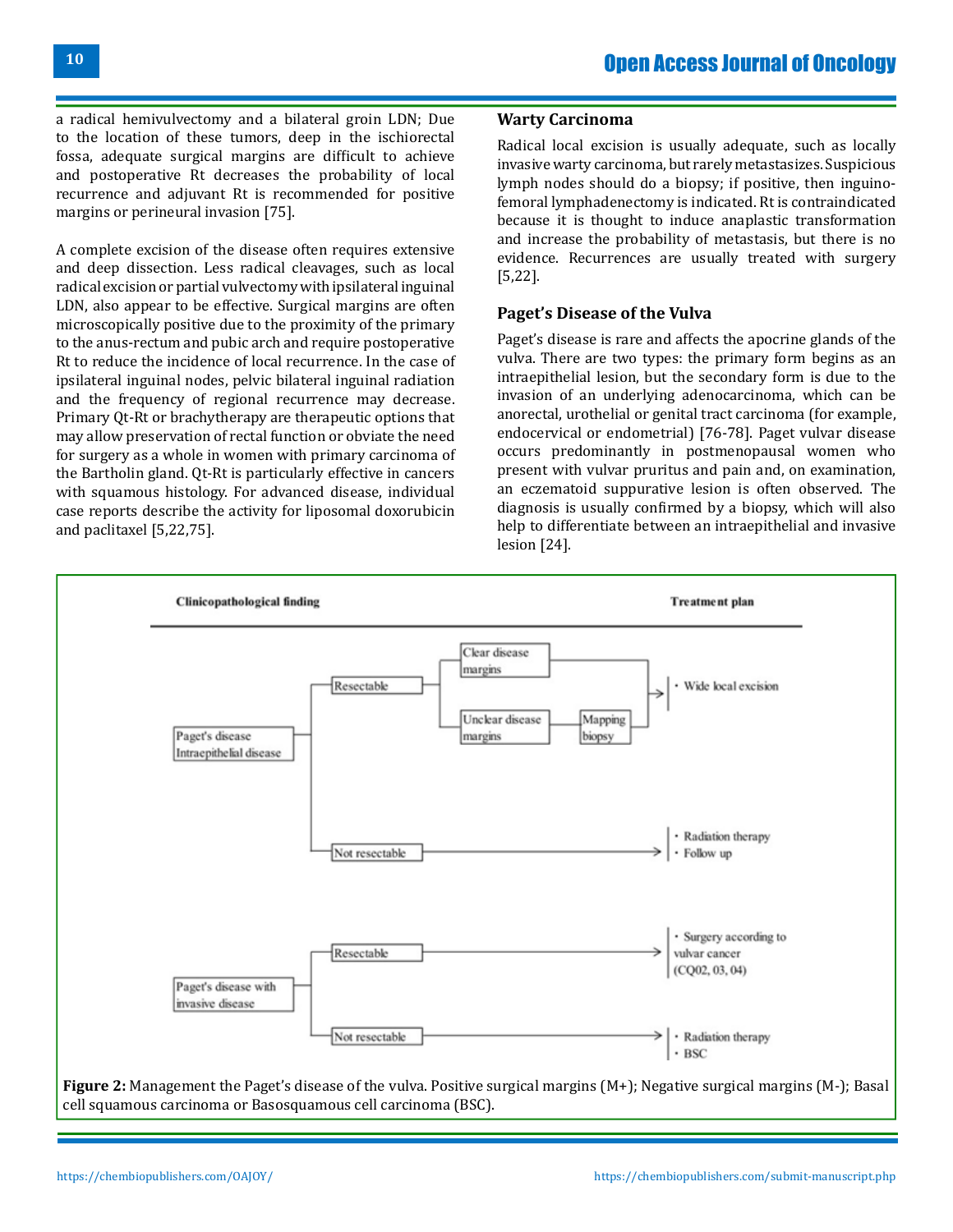a radical hemivulvectomy and a bilateral groin LDN; Due to the location of these tumors, deep in the ischiorectal fossa, adequate surgical margins are difficult to achieve and postoperative Rt decreases the probability of local recurrence and adjuvant Rt is recommended for positive margins or perineural invasion [75].

A complete excision of the disease often requires extensive and deep dissection. Less radical cleavages, such as local radical excision or partial vulvectomy with ipsilateral inguinal LDN, also appear to be effective. Surgical margins are often microscopically positive due to the proximity of the primary to the anus-rectum and pubic arch and require postoperative Rt to reduce the incidence of local recurrence. In the case of ipsilateral inguinal nodes, pelvic bilateral inguinal radiation and the frequency of regional recurrence may decrease. Primary Qt-Rt or brachytherapy are therapeutic options that may allow preservation of rectal function or obviate the need for surgery as a whole in women with primary carcinoma of the Bartholin gland. Qt-Rt is particularly effective in cancers with squamous histology. For advanced disease, individual case reports describe the activity for liposomal doxorubicin and paclitaxel [5,22,75].

### Warty Carcinoma

Radical local excision is usually adequate, such as locally invasive warty carcinoma, but rarely metastasizes. Suspicious lymph nodes should do a biopsy; if positive, then inguino-femoral lymphadenectomy is indicated. Rt is contraindicated because it is thought to induce anaplastic transformation and increase the probability of metastasis, but there is no evidence. Recurrences are usually treated with surgery [5,22].

### Paget's Disease of the Vulva

Paget's disease is rare and affects the apocrine glands of the vulva. There are two types: the primary form begins as an intraepithelial lesion, but the secondary form is due to the invasion of an underlying adenocarcinoma, which can be anorectal, urothelial or genital tract carcinoma (for example, endocervical or endometrial) [76-78]. Paget vulvar disease occurs predominantly in postmenopausal women who present with vulvar pruritus and pain and, on examination, an eczematoid suppurative lesion is often observed. The diagnosis is usually confirmed by a biopsy, which will also help to differentiate between an intraepithelial and invasive lesion [24].

| Clinicopathological finding | | | | Treatment plan |
|---|---|---|---|---|
| Paget's disease Intraepithelial disease | Resectable | Clear disease margins | | • Wide local excision |
| | | Unclear disease margins | Mapping biopsy | • Wide local excision |
| | Not resectable | | | • Radiation therapy • Follow up |
| Paget's disease with invasive disease | Resectable | | | • Surgery according to vulvar cancer (CQ02, 03, 04) |
| | Not resectable | | | • Radiation therapy • BSC |

**Figure 2:** Management the Paget's disease of the vulva. Positive surgical margins (M+); Negative surgical margins (M-); Basal cell squamous carcinoma or Basosquamous cell carcinoma (BSC).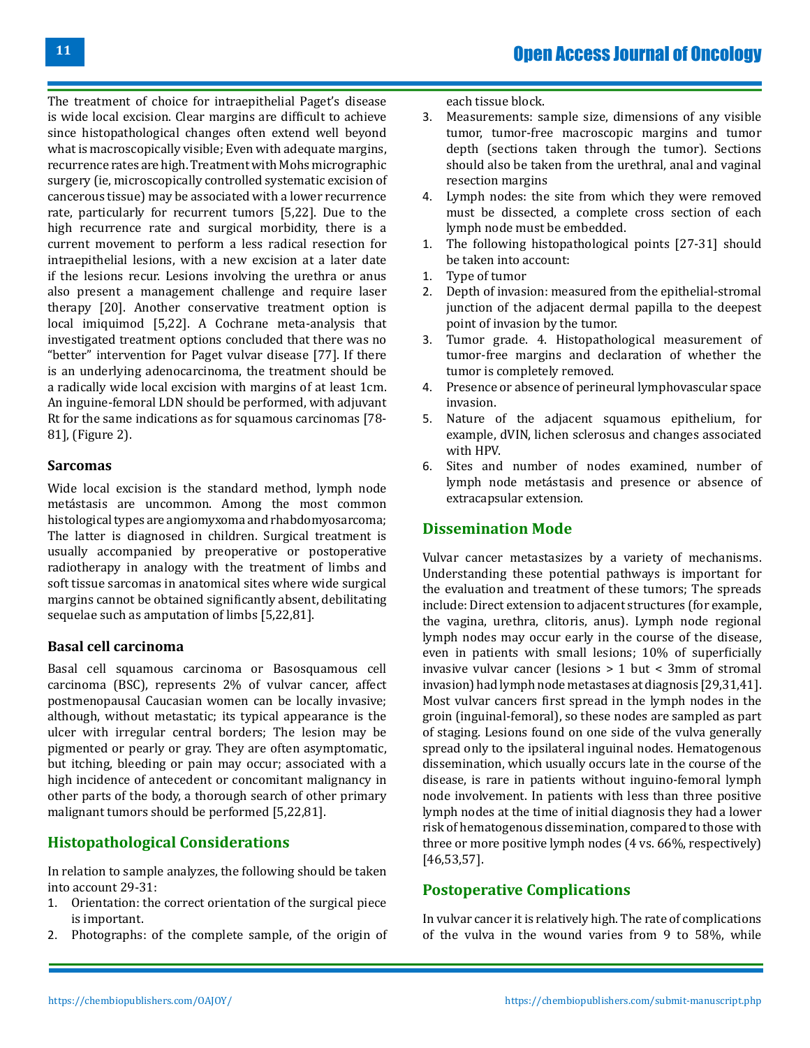The treatment of choice for intraepithelial Paget's disease is wide local excision. Clear margins are difficult to achieve since histopathological changes often extend well beyond what is macroscopically visible; Even with adequate margins, recurrence rates are high. Treatment with Mohs micrographic surgery (ie, microscopically controlled systematic excision of cancerous tissue) may be associated with a lower recurrence rate, particularly for recurrent tumors [5,22]. Due to the high recurrence rate and surgical morbidity, there is a current movement to perform a less radical resection for intraepithelial lesions, with a new excision at a later date if the lesions recur. Lesions involving the urethra or anus also present a management challenge and require laser therapy [20]. Another conservative treatment option is local imiquimod [5,22]. A Cochrane meta-analysis that investigated treatment options concluded that there was no "better" intervention for Paget vulvar disease [77]. If there is an underlying adenocarcinoma, the treatment should be a radically wide local excision with margins of at least 1cm. An inguine-femoral LDN should be performed, with adjuvant Rt for the same indications as for squamous carcinomas [78-81], (Figure 2).

### Sarcomas

Wide local excision is the standard method, lymph node metástasis are uncommon. Among the most common histological types are angiomyxoma and rhabdomyosarcoma; The latter is diagnosed in children. Surgical treatment is usually accompanied by preoperative or postoperative radiotherapy in analogy with the treatment of limbs and soft tissue sarcomas in anatomical sites where wide surgical margins cannot be obtained significantly absent, debilitating sequelae such as amputation of limbs [5,22,81].

### Basal cell carcinoma

Basal cell squamous carcinoma or Basosquamous cell carcinoma (BSC), represents 2% of vulvar cancer, affect postmenopausal Caucasian women can be locally invasive; although, without metastatic; its typical appearance is the ulcer with irregular central borders; The lesion may be pigmented or pearly or gray. They are often asymptomatic, but itching, bleeding or pain may occur; associated with a high incidence of antecedent or concomitant malignancy in other parts of the body, a thorough search of other primary malignant tumors should be performed [5,22,81].

## Histopathological Considerations

In relation to sample analyzes, the following should be taken into account 29-31:

1. Orientation: the correct orientation of the surgical piece is important.
2. Photographs: of the complete sample, of the origin of each tissue block.
3. Measurements: sample size, dimensions of any visible tumor, tumor-free macroscopic margins and tumor depth (sections taken through the tumor). Sections should also be taken from the urethral, anal and vaginal resection margins
4. Lymph nodes: the site from which they were removed must be dissected, a complete cross section of each lymph node must be embedded.

1. The following histopathological points [27-31] should be taken into account:

1. Type of tumor
2. Depth of invasion: measured from the epithelial-stromal junction of the adjacent dermal papilla to the deepest point of invasion by the tumor.
3. Tumor grade. 4. Histopathological measurement of tumor-free margins and declaration of whether the tumor is completely removed.
4. Presence or absence of perineural lymphovascular space invasion.
5. Nature of the adjacent squamous epithelium, for example, dVIN, lichen sclerosus and changes associated with HPV.
6. Sites and number of nodes examined, number of lymph node metástasis and presence or absence of extracapsular extension.

## Dissemination Mode

Vulvar cancer metastasizes by a variety of mechanisms. Understanding these potential pathways is important for the evaluation and treatment of these tumors; The spreads include: Direct extension to adjacent structures (for example, the vagina, urethra, clitoris, anus). Lymph node regional lymph nodes may occur early in the course of the disease, even in patients with small lesions; 10% of superficially invasive vulvar cancer (lesions > 1 but < 3mm of stromal invasion) had lymph node metastases at diagnosis [29,31,41]. Most vulvar cancers first spread in the lymph nodes in the groin (inguinal-femoral), so these nodes are sampled as part of staging. Lesions found on one side of the vulva generally spread only to the ipsilateral inguinal nodes. Hematogenous dissemination, which usually occurs late in the course of the disease, is rare in patients without inguino-femoral lymph node involvement. In patients with less than three positive lymph nodes at the time of initial diagnosis they had a lower risk of hematogenous dissemination, compared to those with three or more positive lymph nodes (4 vs. 66%, respectively) [46,53,57].

## Postoperative Complications

In vulvar cancer it is relatively high. The rate of complications of the vulva in the wound varies from 9 to 58%, while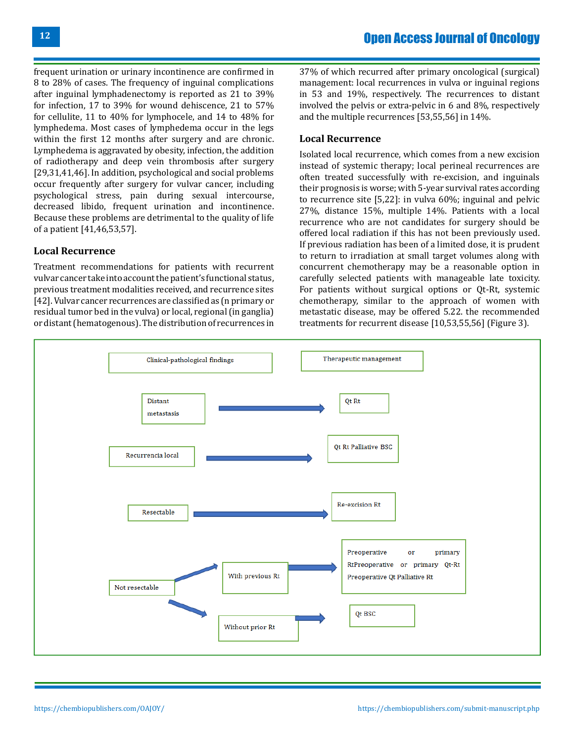frequent urination or urinary incontinence are confirmed in 8 to 28% of cases. The frequency of inguinal complications after inguinal lymphadenectomy is reported as 21 to 39% for infection, 17 to 39% for wound dehiscence, 21 to 57% for cellulite, 11 to 40% for lymphocele, and 14 to 48% for lymphedema. Most cases of lymphedema occur in the legs within the first 12 months after surgery and are chronic. Lymphedema is aggravated by obesity, infection, the addition of radiotherapy and deep vein thrombosis after surgery [29,31,41,46]. In addition, psychological and social problems occur frequently after surgery for vulvar cancer, including psychological stress, pain during sexual intercourse, decreased libido, frequent urination and incontinence. Because these problems are detrimental to the quality of life of a patient [41,46,53,57].

## Local Recurrence

Treatment recommendations for patients with recurrent vulvar cancer take into account the patient's functional status, previous treatment modalities received, and recurrence sites [42]. Vulvar cancer recurrences are classified as (n primary or residual tumor bed in the vulva) or local, regional (in ganglia) or distant (hematogenous). The distribution of recurrences in 37% of which recurred after primary oncological (surgical) management: local recurrences in vulva or inguinal regions in 53 and 19%, respectively. The recurrences to distant involved the pelvis or extra-pelvic in 6 and 8%, respectively and the multiple recurrences [53,55,56] in 14%.

## Local Recurrence

Isolated local recurrence, which comes from a new excision instead of systemic therapy; local perineal recurrences are often treated successfully with re-excision, and inguinals their prognosis is worse; with 5-year survival rates according to recurrence site [5,22]: in vulva 60%; inguinal and pelvic 27%, distance 15%, multiple 14%. Patients with a local recurrence who are not candidates for surgery should be offered local radiation if this has not been previously used. If previous radiation has been of a limited dose, it is prudent to return to irradiation at small target volumes along with concurrent chemotherapy may be a reasonable option in carefully selected patients with manageable late toxicity. For patients without surgical options or Qt-Rt, systemic chemotherapy, similar to the approach of women with metastatic disease, may be offered 5.22. the recommended treatments for recurrent disease [10,53,55,56] (Figure 3).

| Clinical-pathological findings | Therapeutic management |
| --- | --- |
| Distant metastasis | Qt Rt |
| Recurrencia local | Qt Rt Palliative BSC |
| Resectable | Re-excision Rt |
| Not resectable → With previous Rt | Preoperative or primary Rt Preoperative or primary Qt-Rt Preoperative Qt Palliative Rt |
| Not resectable → Without prior Rt | Qt BSC |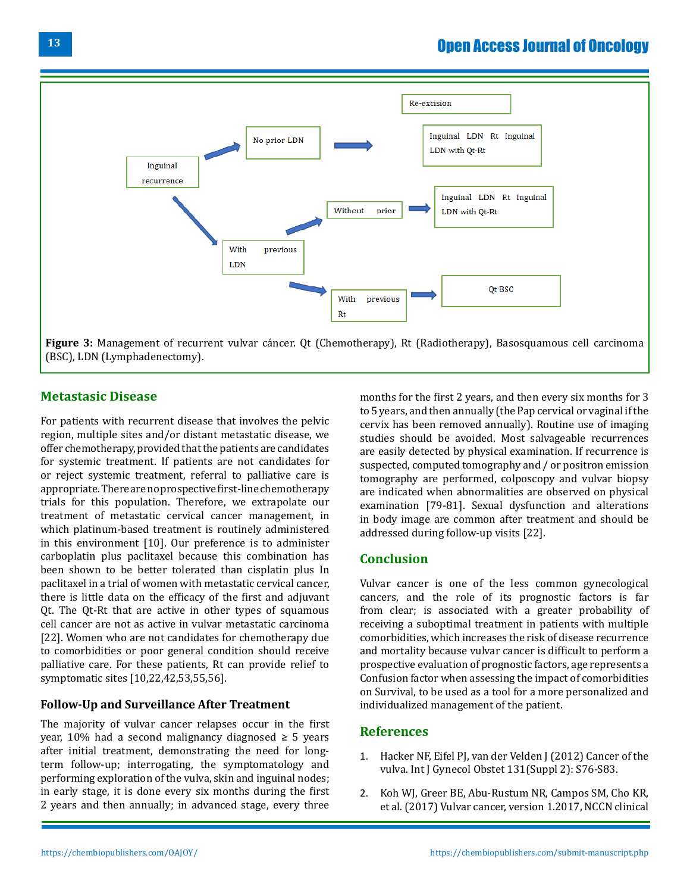Re-excision

Inguinal recurrence → No prior LDN → Inguinal LDN Rt Inguinal LDN with Qt-Rt

Inguinal recurrence → With previous LDN → Without prior → Inguinal LDN Rt Inguinal LDN with Qt-Rt

With previous LDN → With previous Rt → Qt BSC

**Figure 3:** Management of recurrent vulvar cáncer. Qt (Chemotherapy), Rt (Radiotherapy), Basosquamous cell carcinoma (BSC), LDN (Lymphadenectomy).

## Metastasic Disease

For patients with recurrent disease that involves the pelvic region, multiple sites and/or distant metastatic disease, we offer chemotherapy, provided that the patients are candidates for systemic treatment. If patients are not candidates for or reject systemic treatment, referral to palliative care is appropriate. There are no prospective first-line chemotherapy trials for this population. Therefore, we extrapolate our treatment of metastatic cervical cancer management, in which platinum-based treatment is routinely administered in this environment [10]. Our preference is to administer carboplatin plus paclitaxel because this combination has been shown to be better tolerated than cisplatin plus In paclitaxel in a trial of women with metastatic cervical cancer, there is little data on the efficacy of the first and adjuvant Qt. The Qt-Rt that are active in other types of squamous cell cancer are not as active in vulvar metastatic carcinoma [22]. Women who are not candidates for chemotherapy due to comorbidities or poor general condition should receive palliative care. For these patients, Rt can provide relief to symptomatic sites [10,22,42,53,55,56].

### Follow-Up and Surveillance After Treatment

The majority of vulvar cancer relapses occur in the first year, 10% had a second malignancy diagnosed ≥ 5 years after initial treatment, demonstrating the need for long-term follow-up; interrogating, the symptomatology and performing exploration of the vulva, skin and inguinal nodes; in early stage, it is done every six months during the first 2 years and then annually; in advanced stage, every three months for the first 2 years, and then every six months for 3 to 5 years, and then annually (the Pap cervical or vaginal if the cervix has been removed annually). Routine use of imaging studies should be avoided. Most salvageable recurrences are easily detected by physical examination. If recurrence is suspected, computed tomography and / or positron emission tomography are performed, colposcopy and vulvar biopsy are indicated when abnormalities are observed on physical examination [79-81]. Sexual dysfunction and alterations in body image are common after treatment and should be addressed during follow-up visits [22].

## Conclusion

Vulvar cancer is one of the less common gynecological cancers, and the role of its prognostic factors is far from clear; is associated with a greater probability of receiving a suboptimal treatment in patients with multiple comorbidities, which increases the risk of disease recurrence and mortality because vulvar cancer is difficult to perform a prospective evaluation of prognostic factors, age represents a Confusion factor when assessing the impact of comorbidities on Survival, to be used as a tool for a more personalized and individualized management of the patient.

## References

1. Hacker NF, Eifel PJ, van der Velden J (2012) Cancer of the vulva. Int J Gynecol Obstet 131(Suppl 2): S76-S83.
2. Koh WJ, Greer BE, Abu-Rustum NR, Campos SM, Cho KR, et al. (2017) Vulvar cancer, version 1.2017, NCCN clinical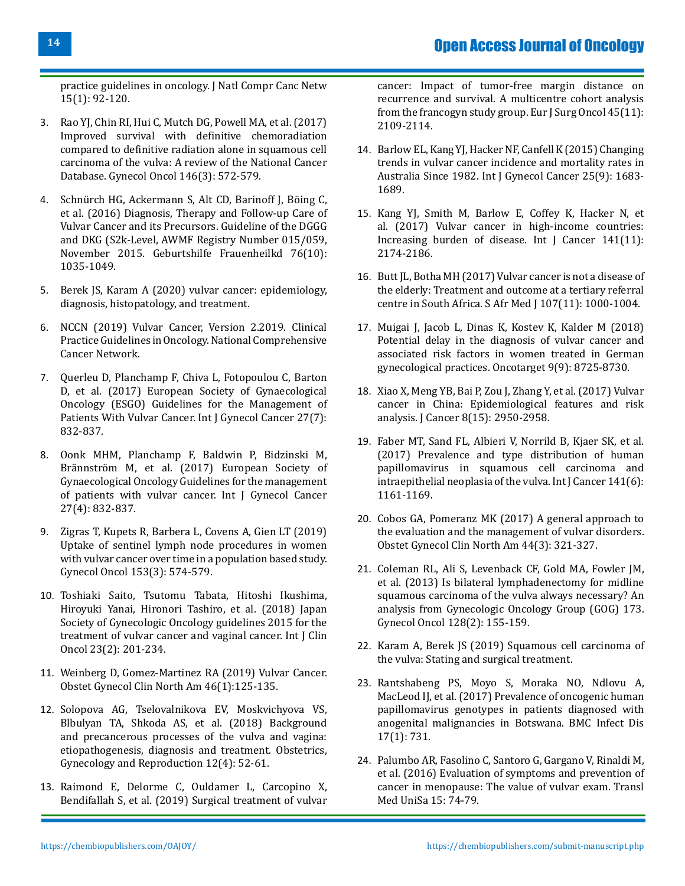practice guidelines in oncology. J Natl Compr Canc Netw 15(1): 92-120.

3. Rao YJ, Chin RI, Hui C, Mutch DG, Powell MA, et al. (2017) Improved survival with definitive chemoradiation compared to definitive radiation alone in squamous cell carcinoma of the vulva: A review of the National Cancer Database. Gynecol Oncol 146(3): 572-579.

4. Schnürch HG, Ackermann S, Alt CD, Barinoff J, Böing C, et al. (2016) Diagnosis, Therapy and Follow-up Care of Vulvar Cancer and its Precursors. Guideline of the DGGG and DKG (S2k-Level, AWMF Registry Number 015/059, November 2015. Geburtshilfe Frauenheilkd 76(10): 1035-1049.

5. Berek JS, Karam A (2020) vulvar cancer: epidemiology, diagnosis, histopatology, and treatment.

6. NCCN (2019) Vulvar Cancer, Version 2.2019. Clinical Practice Guidelines in Oncology. National Comprehensive Cancer Network.

7. Querleu D, Planchamp F, Chiva L, Fotopoulou C, Barton D, et al. (2017) European Society of Gynaecological Oncology (ESGO) Guidelines for the Management of Patients With Vulvar Cancer. Int J Gynecol Cancer 27(7): 832-837.

8. Oonk MHM, Planchamp F, Baldwin P, Bidzinski M, Brännström M, et al. (2017) European Society of Gynaecological Oncology Guidelines for the management of patients with vulvar cancer. Int J Gynecol Cancer 27(4): 832-837.

9. Zigras T, Kupets R, Barbera L, Covens A, Gien LT (2019) Uptake of sentinel lymph node procedures in women with vulvar cancer over time in a population based study. Gynecol Oncol 153(3): 574-579.

10. Toshiaki Saito, Tsutomu Tabata, Hitoshi Ikushima, Hiroyuki Yanai, Hironori Tashiro, et al. (2018) Japan Society of Gynecologic Oncology guidelines 2015 for the treatment of vulvar cancer and vaginal cancer. Int J Clin Oncol 23(2): 201-234.

11. Weinberg D, Gomez-Martinez RA (2019) Vulvar Cancer. Obstet Gynecol Clin North Am 46(1):125-135.

12. Solopova AG, Tselovalnikova EV, Moskvichyova VS, Blbulyan TA, Shkoda AS, et al. (2018) Background and precancerous processes of the vulva and vagina: etiopathogenesis, diagnosis and treatment. Obstetrics, Gynecology and Reproduction 12(4): 52-61.

13. Raimond E, Delorme C, Ouldamer L, Carcopino X, Bendifallah S, et al. (2019) Surgical treatment of vulvar cancer: Impact of tumor-free margin distance on recurrence and survival. A multicentre cohort analysis from the francogyn study group. Eur J Surg Oncol 45(11): 2109-2114.

14. Barlow EL, Kang YJ, Hacker NF, Canfell K (2015) Changing trends in vulvar cancer incidence and mortality rates in Australia Since 1982. Int J Gynecol Cancer 25(9): 1683-1689.

15. Kang YJ, Smith M, Barlow E, Coffey K, Hacker N, et al. (2017) Vulvar cancer in high-income countries: Increasing burden of disease. Int J Cancer 141(11): 2174-2186.

16. Butt JL, Botha MH (2017) Vulvar cancer is not a disease of the elderly: Treatment and outcome at a tertiary referral centre in South Africa. S Afr Med J 107(11): 1000-1004.

17. Muigai J, Jacob L, Dinas K, Kostev K, Kalder M (2018) Potential delay in the diagnosis of vulvar cancer and associated risk factors in women treated in German gynecological practices. Oncotarget 9(9): 8725-8730.

18. Xiao X, Meng YB, Bai P, Zou J, Zhang Y, et al. (2017) Vulvar cancer in China: Epidemiological features and risk analysis. J Cancer 8(15): 2950-2958.

19. Faber MT, Sand FL, Albieri V, Norrild B, Kjaer SK, et al. (2017) Prevalence and type distribution of human papillomavirus in squamous cell carcinoma and intraepithelial neoplasia of the vulva. Int J Cancer 141(6): 1161-1169.

20. Cobos GA, Pomeranz MK (2017) A general approach to the evaluation and the management of vulvar disorders. Obstet Gynecol Clin North Am 44(3): 321-327.

21. Coleman RL, Ali S, Levenback CF, Gold MA, Fowler JM, et al. (2013) Is bilateral lymphadenectomy for midline squamous carcinoma of the vulva always necessary? An analysis from Gynecologic Oncology Group (GOG) 173. Gynecol Oncol 128(2): 155-159.

22. Karam A, Berek JS (2019) Squamous cell carcinoma of the vulva: Stating and surgical treatment.

23. Rantshabeng PS, Moyo S, Moraka NO, Ndlovu A, MacLeod IJ, et al. (2017) Prevalence of oncogenic human papillomavirus genotypes in patients diagnosed with anogenital malignancies in Botswana. BMC Infect Dis 17(1): 731.

24. Palumbo AR, Fasolino C, Santoro G, Gargano V, Rinaldi M, et al. (2016) Evaluation of symptoms and prevention of cancer in menopause: The value of vulvar exam. Transl Med UniSa 15: 74-79.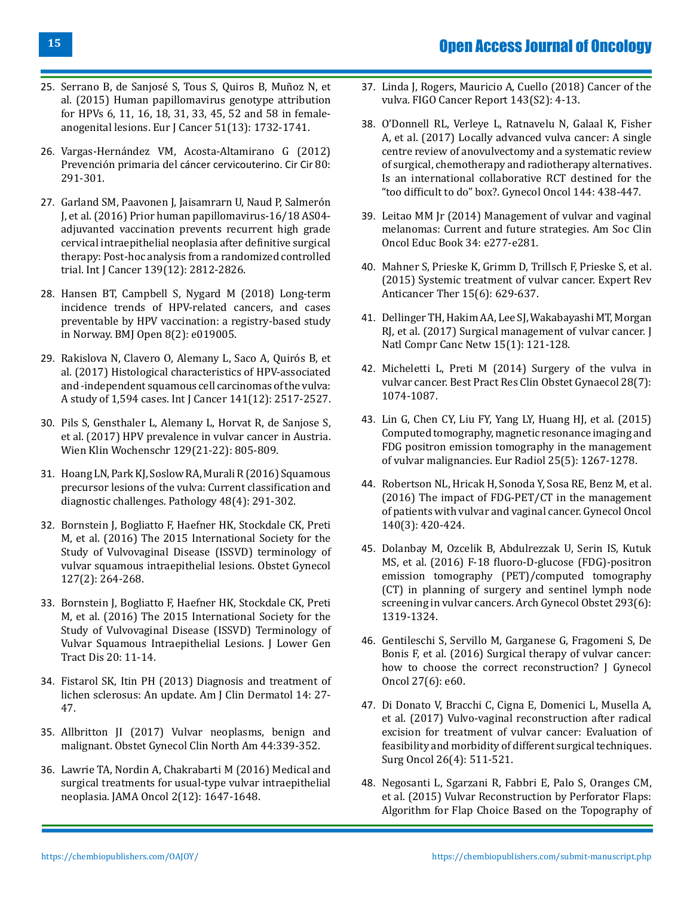25. Serrano B, de Sanjosé S, Tous S, Quiros B, Muñoz N, et al. (2015) Human papillomavirus genotype attribution for HPVs 6, 11, 16, 18, 31, 33, 45, 52 and 58 in female-anogenital lesions. Eur J Cancer 51(13): 1732-1741.

26. Vargas-Hernández VM, Acosta-Altamirano G (2012) Prevención primaria del cáncer cervicouterino. Cir Cir 80: 291-301.

27. Garland SM, Paavonen J, Jaisamrarn U, Naud P, Salmerón J, et al. (2016) Prior human papillomavirus-16/18 AS04-adjuvanted vaccination prevents recurrent high grade cervical intraepithelial neoplasia after definitive surgical therapy: Post-hoc analysis from a randomized controlled trial. Int J Cancer 139(12): 2812-2826.

28. Hansen BT, Campbell S, Nygard M (2018) Long-term incidence trends of HPV-related cancers, and cases preventable by HPV vaccination: a registry-based study in Norway. BMJ Open 8(2): e019005.

29. Rakislova N, Clavero O, Alemany L, Saco A, Quirós B, et al. (2017) Histological characteristics of HPV-associated and -independent squamous cell carcinomas of the vulva: A study of 1,594 cases. Int J Cancer 141(12): 2517-2527.

30. Pils S, Gensthaler L, Alemany L, Horvat R, de Sanjose S, et al. (2017) HPV prevalence in vulvar cancer in Austria. Wien Klin Wochenschr 129(21-22): 805-809.

31. Hoang LN, Park KJ, Soslow RA, Murali R (2016) Squamous precursor lesions of the vulva: Current classification and diagnostic challenges. Pathology 48(4): 291-302.

32. Bornstein J, Bogliatto F, Haefner HK, Stockdale CK, Preti M, et al. (2016) The 2015 International Society for the Study of Vulvovaginal Disease (ISSVD) terminology of vulvar squamous intraepithelial lesions. Obstet Gynecol 127(2): 264-268.

33. Bornstein J, Bogliatto F, Haefner HK, Stockdale CK, Preti M, et al. (2016) The 2015 International Society for the Study of Vulvovaginal Disease (ISSVD) Terminology of Vulvar Squamous Intraepithelial Lesions. J Lower Gen Tract Dis 20: 11-14.

34. Fistarol SK, Itin PH (2013) Diagnosis and treatment of lichen sclerosus: An update. Am J Clin Dermatol 14: 27-47.

35. Allbritton JI (2017) Vulvar neoplasms, benign and malignant. Obstet Gynecol Clin North Am 44:339-352.

36. Lawrie TA, Nordin A, Chakrabarti M (2016) Medical and surgical treatments for usual-type vulvar intraepithelial neoplasia. JAMA Oncol 2(12): 1647-1648.

37. Linda J, Rogers, Mauricio A, Cuello (2018) Cancer of the vulva. FIGO Cancer Report 143(S2): 4-13.

38. O'Donnell RL, Verleye L, Ratnavelu N, Galaal K, Fisher A, et al. (2017) Locally advanced vulva cancer: A single centre review of anovulvectomy and a systematic review of surgical, chemotherapy and radiotherapy alternatives. Is an international collaborative RCT destined for the "too difficult to do" box?. Gynecol Oncol 144: 438-447.

39. Leitao MM Jr (2014) Management of vulvar and vaginal melanomas: Current and future strategies. Am Soc Clin Oncol Educ Book 34: e277-e281.

40. Mahner S, Prieske K, Grimm D, Trillsch F, Prieske S, et al. (2015) Systemic treatment of vulvar cancer. Expert Rev Anticancer Ther 15(6): 629-637.

41. Dellinger TH, Hakim AA, Lee SJ, Wakabayashi MT, Morgan RJ, et al. (2017) Surgical management of vulvar cancer. J Natl Compr Canc Netw 15(1): 121-128.

42. Micheletti L, Preti M (2014) Surgery of the vulva in vulvar cancer. Best Pract Res Clin Obstet Gynaecol 28(7): 1074-1087.

43. Lin G, Chen CY, Liu FY, Yang LY, Huang HJ, et al. (2015) Computed tomography, magnetic resonance imaging and FDG positron emission tomography in the management of vulvar malignancies. Eur Radiol 25(5): 1267-1278.

44. Robertson NL, Hricak H, Sonoda Y, Sosa RE, Benz M, et al. (2016) The impact of FDG-PET/CT in the management of patients with vulvar and vaginal cancer. Gynecol Oncol 140(3): 420-424.

45. Dolanbay M, Ozcelik B, Abdulrezzak U, Serin IS, Kutuk MS, et al. (2016) F-18 fluoro-D-glucose (FDG)-positron emission tomography (PET)/computed tomography (CT) in planning of surgery and sentinel lymph node screening in vulvar cancers. Arch Gynecol Obstet 293(6): 1319-1324.

46. Gentileschi S, Servillo M, Garganese G, Fragomeni S, De Bonis F, et al. (2016) Surgical therapy of vulvar cancer: how to choose the correct reconstruction? J Gynecol Oncol 27(6): e60.

47. Di Donato V, Bracchi C, Cigna E, Domenici L, Musella A, et al. (2017) Vulvo-vaginal reconstruction after radical excision for treatment of vulvar cancer: Evaluation of feasibility and morbidity of different surgical techniques. Surg Oncol 26(4): 511-521.

48. Negosanti L, Sgarzani R, Fabbri E, Palo S, Oranges CM, et al. (2015) Vulvar Reconstruction by Perforator Flaps: Algorithm for Flap Choice Based on the Topography of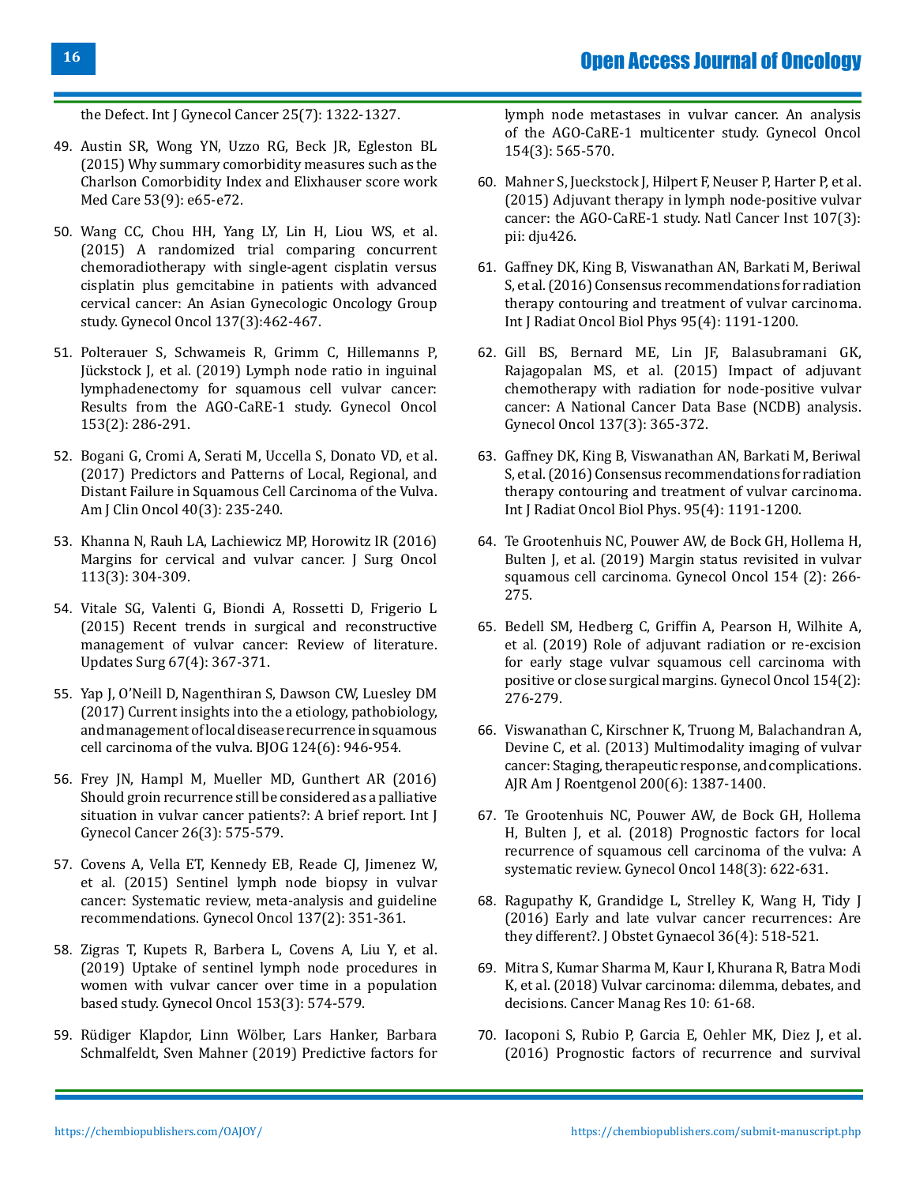the Defect. Int J Gynecol Cancer 25(7): 1322-1327.

49. Austin SR, Wong YN, Uzzo RG, Beck JR, Egleston BL (2015) Why summary comorbidity measures such as the Charlson Comorbidity Index and Elixhauser score work Med Care 53(9): e65-e72.

50. Wang CC, Chou HH, Yang LY, Lin H, Liou WS, et al. (2015) A randomized trial comparing concurrent chemoradiotherapy with single-agent cisplatin versus cisplatin plus gemcitabine in patients with advanced cervical cancer: An Asian Gynecologic Oncology Group study. Gynecol Oncol 137(3):462-467.

51. Polterauer S, Schwameis R, Grimm C, Hillemanns P, Jückstock J, et al. (2019) Lymph node ratio in inguinal lymphadenectomy for squamous cell vulvar cancer: Results from the AGO-CaRE-1 study. Gynecol Oncol 153(2): 286-291.

52. Bogani G, Cromi A, Serati M, Uccella S, Donato VD, et al. (2017) Predictors and Patterns of Local, Regional, and Distant Failure in Squamous Cell Carcinoma of the Vulva. Am J Clin Oncol 40(3): 235-240.

53. Khanna N, Rauh LA, Lachiewicz MP, Horowitz IR (2016) Margins for cervical and vulvar cancer. J Surg Oncol 113(3): 304-309.

54. Vitale SG, Valenti G, Biondi A, Rossetti D, Frigerio L (2015) Recent trends in surgical and reconstructive management of vulvar cancer: Review of literature. Updates Surg 67(4): 367-371.

55. Yap J, O'Neill D, Nagenthiran S, Dawson CW, Luesley DM (2017) Current insights into the a etiology, pathobiology, and management of local disease recurrence in squamous cell carcinoma of the vulva. BJOG 124(6): 946-954.

56. Frey JN, Hampl M, Mueller MD, Gunthert AR (2016) Should groin recurrence still be considered as a palliative situation in vulvar cancer patients?: A brief report. Int J Gynecol Cancer 26(3): 575-579.

57. Covens A, Vella ET, Kennedy EB, Reade CJ, Jimenez W, et al. (2015) Sentinel lymph node biopsy in vulvar cancer: Systematic review, meta-analysis and guideline recommendations. Gynecol Oncol 137(2): 351-361.

58. Zigras T, Kupets R, Barbera L, Covens A, Liu Y, et al. (2019) Uptake of sentinel lymph node procedures in women with vulvar cancer over time in a population based study. Gynecol Oncol 153(3): 574-579.

59. Rüdiger Klapdor, Linn Wölber, Lars Hanker, Barbara Schmalfeldt, Sven Mahner (2019) Predictive factors for lymph node metastases in vulvar cancer. An analysis of the AGO-CaRE-1 multicenter study. Gynecol Oncol 154(3): 565-570.

60. Mahner S, Jueckstock J, Hilpert F, Neuser P, Harter P, et al. (2015) Adjuvant therapy in lymph node-positive vulvar cancer: the AGO-CaRE-1 study. Natl Cancer Inst 107(3): pii: dju426.

61. Gaffney DK, King B, Viswanathan AN, Barkati M, Beriwal S, et al. (2016) Consensus recommendations for radiation therapy contouring and treatment of vulvar carcinoma. Int J Radiat Oncol Biol Phys 95(4): 1191-1200.

62. Gill BS, Bernard ME, Lin JF, Balasubramani GK, Rajagopalan MS, et al. (2015) Impact of adjuvant chemotherapy with radiation for node-positive vulvar cancer: A National Cancer Data Base (NCDB) analysis. Gynecol Oncol 137(3): 365-372.

63. Gaffney DK, King B, Viswanathan AN, Barkati M, Beriwal S, et al. (2016) Consensus recommendations for radiation therapy contouring and treatment of vulvar carcinoma. Int J Radiat Oncol Biol Phys. 95(4): 1191-1200.

64. Te Grootenhuis NC, Pouwer AW, de Bock GH, Hollema H, Bulten J, et al. (2019) Margin status revisited in vulvar squamous cell carcinoma. Gynecol Oncol 154 (2): 266-275.

65. Bedell SM, Hedberg C, Griffin A, Pearson H, Wilhite A, et al. (2019) Role of adjuvant radiation or re-excision for early stage vulvar squamous cell carcinoma with positive or close surgical margins. Gynecol Oncol 154(2): 276-279.

66. Viswanathan C, Kirschner K, Truong M, Balachandran A, Devine C, et al. (2013) Multimodality imaging of vulvar cancer: Staging, therapeutic response, and complications. AJR Am J Roentgenol 200(6): 1387-1400.

67. Te Grootenhuis NC, Pouwer AW, de Bock GH, Hollema H, Bulten J, et al. (2018) Prognostic factors for local recurrence of squamous cell carcinoma of the vulva: A systematic review. Gynecol Oncol 148(3): 622-631.

68. Ragupathy K, Grandidge L, Strelley K, Wang H, Tidy J (2016) Early and late vulvar cancer recurrences: Are they different?. J Obstet Gynaecol 36(4): 518-521.

69. Mitra S, Kumar Sharma M, Kaur I, Khurana R, Batra Modi K, et al. (2018) Vulvar carcinoma: dilemma, debates, and decisions. Cancer Manag Res 10: 61-68.

70. Iacoponi S, Rubio P, Garcia E, Oehler MK, Diez J, et al. (2016) Prognostic factors of recurrence and survival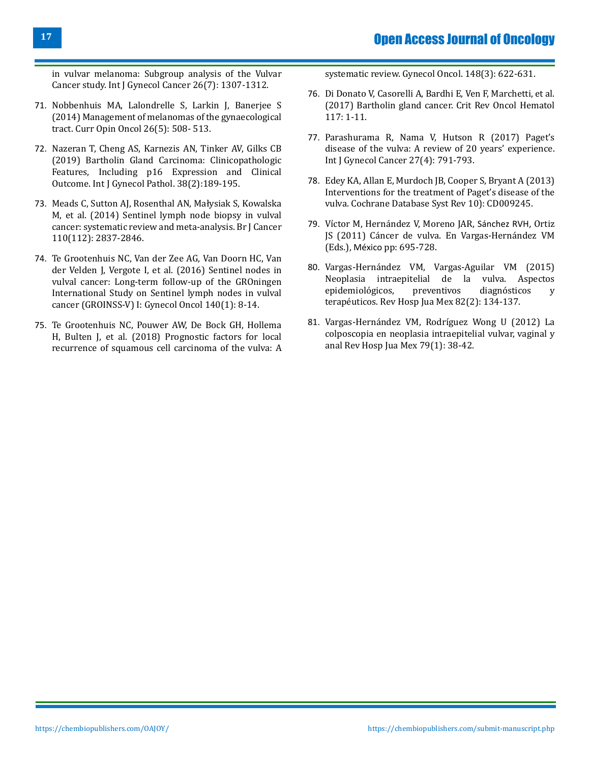in vulvar melanoma: Subgroup analysis of the Vulvar Cancer study. Int J Gynecol Cancer 26(7): 1307-1312.

71. Nobbenhuis MA, Lalondrelle S, Larkin J, Banerjee S (2014) Management of melanomas of the gynaecological tract. Curr Opin Oncol 26(5): 508- 513.

72. Nazeran T, Cheng AS, Karnezis AN, Tinker AV, Gilks CB (2019) Bartholin Gland Carcinoma: Clinicopathologic Features, Including p16 Expression and Clinical Outcome. Int J Gynecol Pathol. 38(2):189-195.

73. Meads C, Sutton AJ, Rosenthal AN, Małysiak S, Kowalska M, et al. (2014) Sentinel lymph node biopsy in vulval cancer: systematic review and meta-analysis. Br J Cancer 110(112): 2837-2846.

74. Te Grootenhuis NC, Van der Zee AG, Van Doorn HC, Van der Velden J, Vergote I, et al. (2016) Sentinel nodes in vulval cancer: Long-term follow-up of the GROningen International Study on Sentinel lymph nodes in vulval cancer (GROINSS-V) I: Gynecol Oncol 140(1): 8-14.

75. Te Grootenhuis NC, Pouwer AW, De Bock GH, Hollema H, Bulten J, et al. (2018) Prognostic factors for local recurrence of squamous cell carcinoma of the vulva: A systematic review. Gynecol Oncol. 148(3): 622-631.

76. Di Donato V, Casorelli A, Bardhi E, Ven F, Marchetti, et al. (2017) Bartholin gland cancer. Crit Rev Oncol Hematol 117: 1-11.

77. Parashurama R, Nama V, Hutson R (2017) Paget's disease of the vulva: A review of 20 years' experience. Int J Gynecol Cancer 27(4): 791-793.

78. Edey KA, Allan E, Murdoch JB, Cooper S, Bryant A (2013) Interventions for the treatment of Paget's disease of the vulva. Cochrane Database Syst Rev 10): CD009245.

79. Víctor M, Hernández V, Moreno JAR, Sánchez RVH, Ortiz JS (2011) Cáncer de vulva. En Vargas-Hernández VM (Eds.), México pp: 695-728.

80. Vargas-Hernández VM, Vargas-Aguilar VM (2015) Neoplasia intraepitelial de la vulva. Aspectos epidemiológicos, preventivos diagnósticos y terapéuticos. Rev Hosp Jua Mex 82(2): 134-137.

81. Vargas-Hernández VM, Rodríguez Wong U (2012) La colposcopia en neoplasia intraepitelial vulvar, vaginal y anal Rev Hosp Jua Mex 79(1): 38-42.